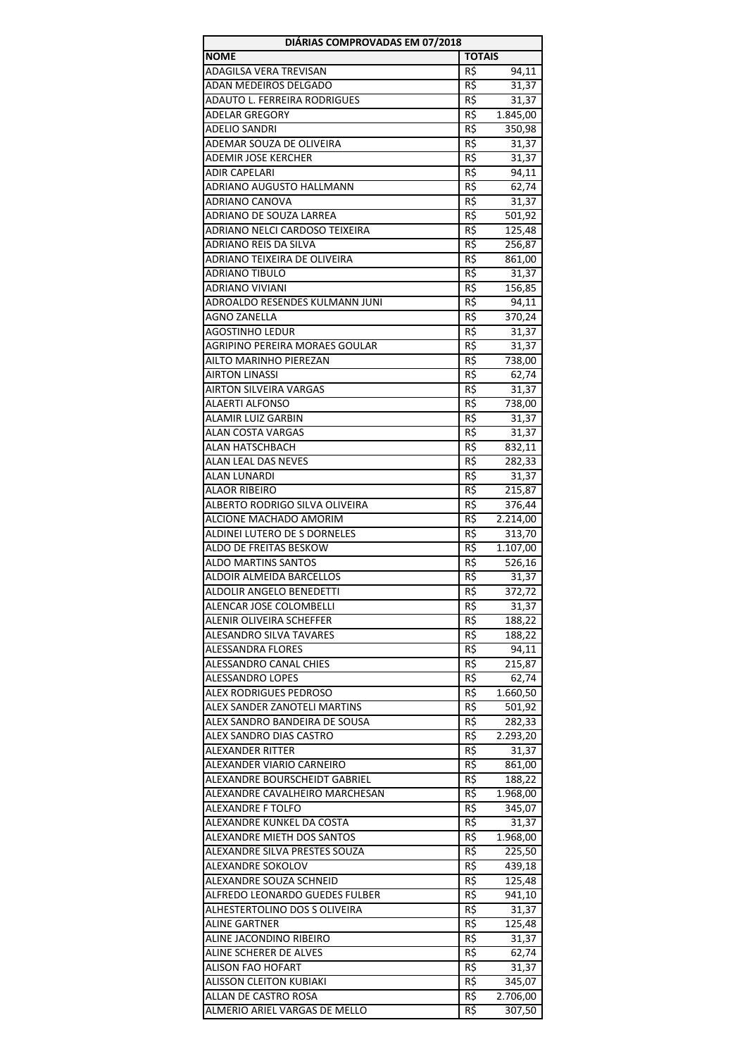| DIÁRIAS COMPROVADAS EM 07/2018 | |
|---|---|
| **NOME** | **TOTAIS** |
| ADAGILSA VERA TREVISAN | R$ 94,11 |
| ADAN MEDEIROS DELGADO | R$ 31,37 |
| ADAUTO L. FERREIRA RODRIGUES | R$ 31,37 |
| ADELAR GREGORY | R$ 1.845,00 |
| ADELIO SANDRI | R$ 350,98 |
| ADEMAR SOUZA DE OLIVEIRA | R$ 31,37 |
| ADEMIR JOSE KERCHER | R$ 31,37 |
| ADIR CAPELARI | R$ 94,11 |
| ADRIANO AUGUSTO HALLMANN | R$ 62,74 |
| ADRIANO CANOVA | R$ 31,37 |
| ADRIANO DE SOUZA LARREA | R$ 501,92 |
| ADRIANO NELCI CARDOSO TEIXEIRA | R$ 125,48 |
| ADRIANO REIS DA SILVA | R$ 256,87 |
| ADRIANO TEIXEIRA DE OLIVEIRA | R$ 861,00 |
| ADRIANO TIBULO | R$ 31,37 |
| ADRIANO VIVIANI | R$ 156,85 |
| ADROALDO RESENDES KULMANN JUNI | R$ 94,11 |
| AGNO ZANELLA | R$ 370,24 |
| AGOSTINHO LEDUR | R$ 31,37 |
| AGRIPINO PEREIRA MORAES GOULAR | R$ 31,37 |
| AILTO MARINHO PIEREZAN | R$ 738,00 |
| AIRTON LINASSI | R$ 62,74 |
| AIRTON SILVEIRA VARGAS | R$ 31,37 |
| ALAERTI ALFONSO | R$ 738,00 |
| ALAMIR LUIZ GARBIN | R$ 31,37 |
| ALAN COSTA VARGAS | R$ 31,37 |
| ALAN HATSCHBACH | R$ 832,11 |
| ALAN LEAL DAS NEVES | R$ 282,33 |
| ALAN LUNARDI | R$ 31,37 |
| ALAOR RIBEIRO | R$ 215,87 |
| ALBERTO RODRIGO SILVA OLIVEIRA | R$ 376,44 |
| ALCIONE MACHADO AMORIM | R$ 2.214,00 |
| ALDINEI LUTERO DE S DORNELES | R$ 313,70 |
| ALDO DE FREITAS BESKOW | R$ 1.107,00 |
| ALDO MARTINS SANTOS | R$ 526,16 |
| ALDOIR ALMEIDA BARCELLOS | R$ 31,37 |
| ALDOLIR ANGELO BENEDETTI | R$ 372,72 |
| ALENCAR JOSE COLOMBELLI | R$ 31,37 |
| ALENIR OLIVEIRA SCHEFFER | R$ 188,22 |
| ALESANDRO SILVA TAVARES | R$ 188,22 |
| ALESSANDRA FLORES | R$ 94,11 |
| ALESSANDRO CANAL CHIES | R$ 215,87 |
| ALESSANDRO LOPES | R$ 62,74 |
| ALEX RODRIGUES PEDROSO | R$ 1.660,50 |
| ALEX SANDER ZANOTELI MARTINS | R$ 501,92 |
| ALEX SANDRO BANDEIRA DE SOUSA | R$ 282,33 |
| ALEX SANDRO DIAS CASTRO | R$ 2.293,20 |
| ALEXANDER RITTER | R$ 31,37 |
| ALEXANDER VIARIO CARNEIRO | R$ 861,00 |
| ALEXANDRE BOURSCHEIDT GABRIEL | R$ 188,22 |
| ALEXANDRE CAVALHEIRO MARCHESAN | R$ 1.968,00 |
| ALEXANDRE F TOLFO | R$ 345,07 |
| ALEXANDRE KUNKEL DA COSTA | R$ 31,37 |
| ALEXANDRE MIETH DOS SANTOS | R$ 1.968,00 |
| ALEXANDRE SILVA PRESTES SOUZA | R$ 225,50 |
| ALEXANDRE SOKOLOV | R$ 439,18 |
| ALEXANDRE SOUZA SCHNEID | R$ 125,48 |
| ALFREDO LEONARDO GUEDES FULBER | R$ 941,10 |
| ALHESTERTOLINO DOS S OLIVEIRA | R$ 31,37 |
| ALINE GARTNER | R$ 125,48 |
| ALINE JACONDINO RIBEIRO | R$ 31,37 |
| ALINE SCHERER DE ALVES | R$ 62,74 |
| ALISON FAO HOFART | R$ 31,37 |
| ALISSON CLEITON KUBIAKI | R$ 345,07 |
| ALLAN DE CASTRO ROSA | R$ 2.706,00 |
| ALMERIO ARIEL VARGAS DE MELLO | R$ 307,50 |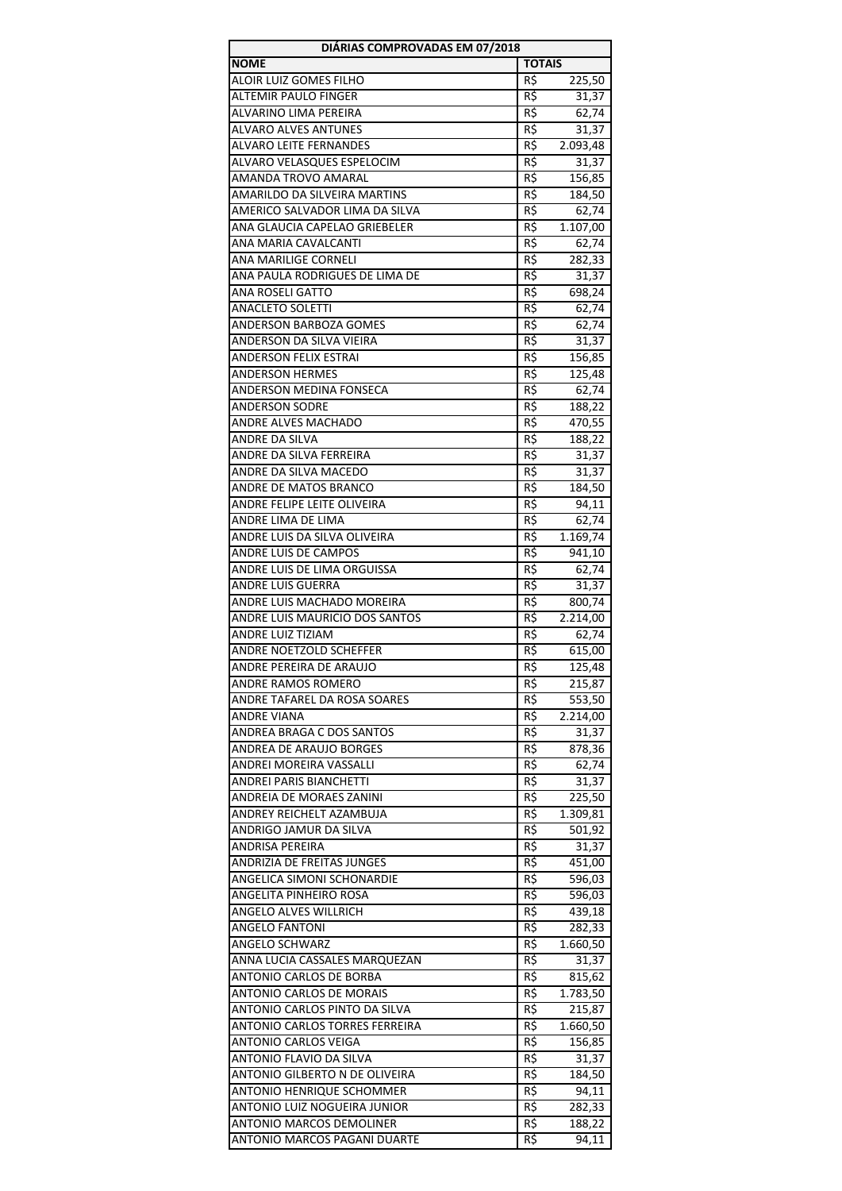| DIÁRIAS COMPROVADAS EM 07/2018 | |
|---|---|
| **NOME** | **TOTAIS** |
| ALOIR LUIZ GOMES FILHO | R$ 225,50 |
| ALTEMIR PAULO FINGER | R$ 31,37 |
| ALVARINO LIMA PEREIRA | R$ 62,74 |
| ALVARO ALVES ANTUNES | R$ 31,37 |
| ALVARO LEITE FERNANDES | R$ 2.093,48 |
| ALVARO VELASQUES ESPELOCIM | R$ 31,37 |
| AMANDA TROVO AMARAL | R$ 156,85 |
| AMARILDO DA SILVEIRA MARTINS | R$ 184,50 |
| AMERICO SALVADOR LIMA DA SILVA | R$ 62,74 |
| ANA GLAUCIA CAPELAO GRIEBELER | R$ 1.107,00 |
| ANA MARIA CAVALCANTI | R$ 62,74 |
| ANA MARILIGE CORNELI | R$ 282,33 |
| ANA PAULA RODRIGUES DE LIMA DE | R$ 31,37 |
| ANA ROSELI GATTO | R$ 698,24 |
| ANACLETO SOLETTI | R$ 62,74 |
| ANDERSON BARBOZA GOMES | R$ 62,74 |
| ANDERSON DA SILVA VIEIRA | R$ 31,37 |
| ANDERSON FELIX ESTRAI | R$ 156,85 |
| ANDERSON HERMES | R$ 125,48 |
| ANDERSON MEDINA FONSECA | R$ 62,74 |
| ANDERSON SODRE | R$ 188,22 |
| ANDRE ALVES MACHADO | R$ 470,55 |
| ANDRE DA SILVA | R$ 188,22 |
| ANDRE DA SILVA FERREIRA | R$ 31,37 |
| ANDRE DA SILVA MACEDO | R$ 31,37 |
| ANDRE DE MATOS BRANCO | R$ 184,50 |
| ANDRE FELIPE LEITE OLIVEIRA | R$ 94,11 |
| ANDRE LIMA DE LIMA | R$ 62,74 |
| ANDRE LUIS DA SILVA OLIVEIRA | R$ 1.169,74 |
| ANDRE LUIS DE CAMPOS | R$ 941,10 |
| ANDRE LUIS DE LIMA ORGUISSA | R$ 62,74 |
| ANDRE LUIS GUERRA | R$ 31,37 |
| ANDRE LUIS MACHADO MOREIRA | R$ 800,74 |
| ANDRE LUIS MAURICIO DOS SANTOS | R$ 2.214,00 |
| ANDRE LUIZ TIZIAM | R$ 62,74 |
| ANDRE NOETZOLD SCHEFFER | R$ 615,00 |
| ANDRE PEREIRA DE ARAUJO | R$ 125,48 |
| ANDRE RAMOS ROMERO | R$ 215,87 |
| ANDRE TAFAREL DA ROSA SOARES | R$ 553,50 |
| ANDRE VIANA | R$ 2.214,00 |
| ANDREA BRAGA C DOS SANTOS | R$ 31,37 |
| ANDREA DE ARAUJO BORGES | R$ 878,36 |
| ANDREI MOREIRA VASSALLI | R$ 62,74 |
| ANDREI PARIS BIANCHETTI | R$ 31,37 |
| ANDREIA DE MORAES ZANINI | R$ 225,50 |
| ANDREY REICHELT AZAMBUJA | R$ 1.309,81 |
| ANDRIGO JAMUR DA SILVA | R$ 501,92 |
| ANDRISA PEREIRA | R$ 31,37 |
| ANDRIZIA DE FREITAS JUNGES | R$ 451,00 |
| ANGELICA SIMONI SCHONARDIE | R$ 596,03 |
| ANGELITA PINHEIRO ROSA | R$ 596,03 |
| ANGELO ALVES WILLRICH | R$ 439,18 |
| ANGELO FANTONI | R$ 282,33 |
| ANGELO SCHWARZ | R$ 1.660,50 |
| ANNA LUCIA CASSALES MARQUEZAN | R$ 31,37 |
| ANTONIO CARLOS DE BORBA | R$ 815,62 |
| ANTONIO CARLOS DE MORAIS | R$ 1.783,50 |
| ANTONIO CARLOS PINTO DA SILVA | R$ 215,87 |
| ANTONIO CARLOS TORRES FERREIRA | R$ 1.660,50 |
| ANTONIO CARLOS VEIGA | R$ 156,85 |
| ANTONIO FLAVIO DA SILVA | R$ 31,37 |
| ANTONIO GILBERTO N DE OLIVEIRA | R$ 184,50 |
| ANTONIO HENRIQUE SCHOMMER | R$ 94,11 |
| ANTONIO LUIZ NOGUEIRA JUNIOR | R$ 282,33 |
| ANTONIO MARCOS DEMOLINER | R$ 188,22 |
| ANTONIO MARCOS PAGANI DUARTE | R$ 94,11 |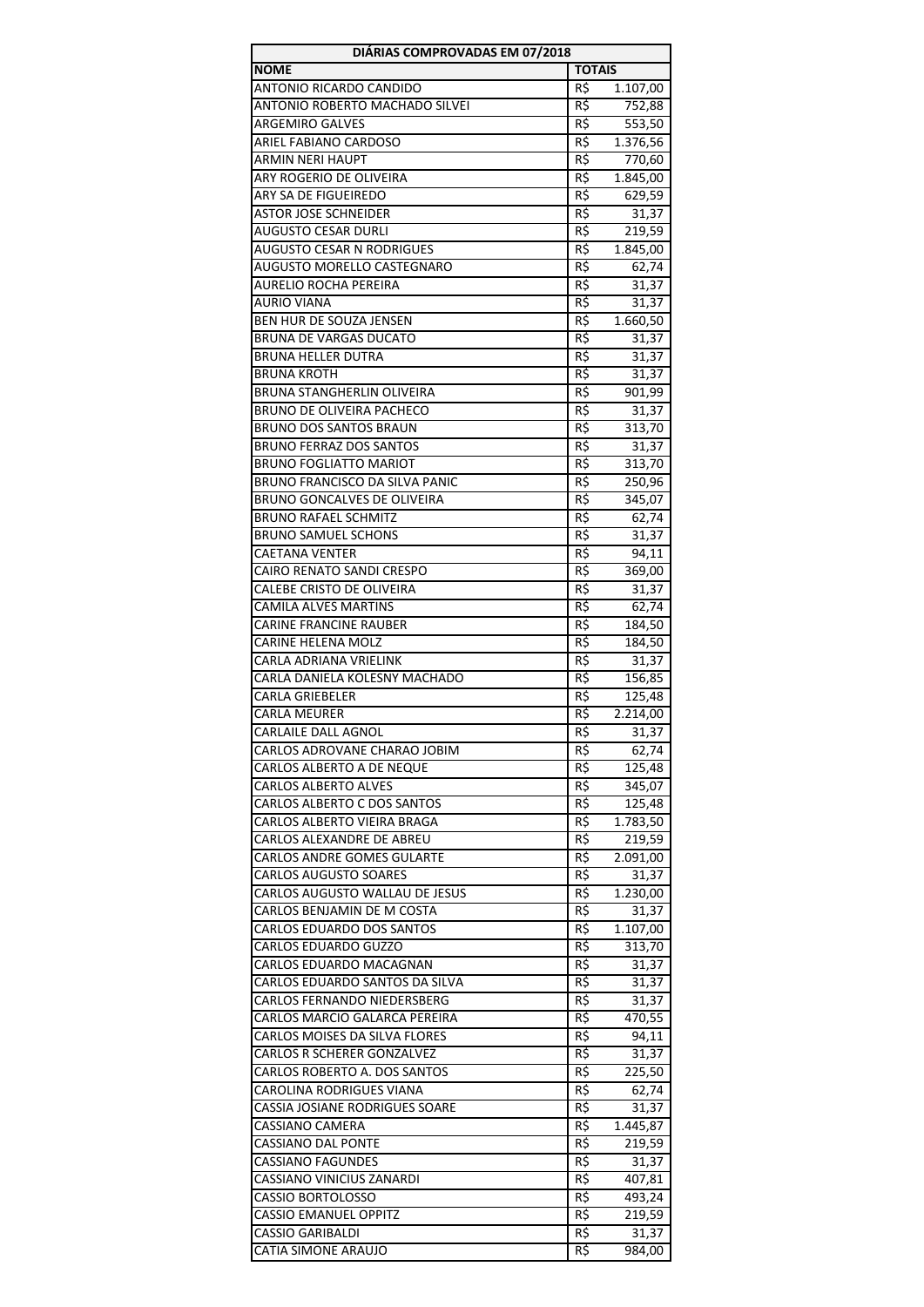| DIÁRIAS COMPROVADAS EM 07/2018 | |
|---|---|
| **NOME** | **TOTAIS** |
| ANTONIO RICARDO CANDIDO | R$ 1.107,00 |
| ANTONIO ROBERTO MACHADO SILVEI | R$ 752,88 |
| ARGEMIRO GALVES | R$ 553,50 |
| ARIEL FABIANO CARDOSO | R$ 1.376,56 |
| ARMIN NERI HAUPT | R$ 770,60 |
| ARY ROGERIO DE OLIVEIRA | R$ 1.845,00 |
| ARY SA DE FIGUEIREDO | R$ 629,59 |
| ASTOR JOSE SCHNEIDER | R$ 31,37 |
| AUGUSTO CESAR DURLI | R$ 219,59 |
| AUGUSTO CESAR N RODRIGUES | R$ 1.845,00 |
| AUGUSTO MORELLO CASTEGNARO | R$ 62,74 |
| AURELIO ROCHA PEREIRA | R$ 31,37 |
| AURIO VIANA | R$ 31,37 |
| BEN HUR DE SOUZA JENSEN | R$ 1.660,50 |
| BRUNA DE VARGAS DUCATO | R$ 31,37 |
| BRUNA HELLER DUTRA | R$ 31,37 |
| BRUNA KROTH | R$ 31,37 |
| BRUNA STANGHERLIN OLIVEIRA | R$ 901,99 |
| BRUNO DE OLIVEIRA PACHECO | R$ 31,37 |
| BRUNO DOS SANTOS BRAUN | R$ 313,70 |
| BRUNO FERRAZ DOS SANTOS | R$ 31,37 |
| BRUNO FOGLIATTO MARIOT | R$ 313,70 |
| BRUNO FRANCISCO DA SILVA PANIC | R$ 250,96 |
| BRUNO GONCALVES DE OLIVEIRA | R$ 345,07 |
| BRUNO RAFAEL SCHMITZ | R$ 62,74 |
| BRUNO SAMUEL SCHONS | R$ 31,37 |
| CAETANA VENTER | R$ 94,11 |
| CAIRO RENATO SANDI CRESPO | R$ 369,00 |
| CALEBE CRISTO DE OLIVEIRA | R$ 31,37 |
| CAMILA ALVES MARTINS | R$ 62,74 |
| CARINE FRANCINE RAUBER | R$ 184,50 |
| CARINE HELENA MOLZ | R$ 184,50 |
| CARLA ADRIANA VRIELINK | R$ 31,37 |
| CARLA DANIELA KOLESNY MACHADO | R$ 156,85 |
| CARLA GRIEBELER | R$ 125,48 |
| CARLA MEURER | R$ 2.214,00 |
| CARLAILE DALL AGNOL | R$ 31,37 |
| CARLOS ADROVANE CHARAO JOBIM | R$ 62,74 |
| CARLOS ALBERTO A DE NEQUE | R$ 125,48 |
| CARLOS ALBERTO ALVES | R$ 345,07 |
| CARLOS ALBERTO C DOS SANTOS | R$ 125,48 |
| CARLOS ALBERTO VIEIRA BRAGA | R$ 1.783,50 |
| CARLOS ALEXANDRE DE ABREU | R$ 219,59 |
| CARLOS ANDRE GOMES GULARTE | R$ 2.091,00 |
| CARLOS AUGUSTO SOARES | R$ 31,37 |
| CARLOS AUGUSTO WALLAU DE JESUS | R$ 1.230,00 |
| CARLOS BENJAMIN DE M COSTA | R$ 31,37 |
| CARLOS EDUARDO DOS SANTOS | R$ 1.107,00 |
| CARLOS EDUARDO GUZZO | R$ 313,70 |
| CARLOS EDUARDO MACAGNAN | R$ 31,37 |
| CARLOS EDUARDO SANTOS DA SILVA | R$ 31,37 |
| CARLOS FERNANDO NIEDERSBERG | R$ 31,37 |
| CARLOS MARCIO GALARCA PEREIRA | R$ 470,55 |
| CARLOS MOISES DA SILVA FLORES | R$ 94,11 |
| CARLOS R SCHERER GONZALVEZ | R$ 31,37 |
| CARLOS ROBERTO A. DOS SANTOS | R$ 225,50 |
| CAROLINA RODRIGUES VIANA | R$ 62,74 |
| CASSIA JOSIANE RODRIGUES SOARE | R$ 31,37 |
| CASSIANO CAMERA | R$ 1.445,87 |
| CASSIANO DAL PONTE | R$ 219,59 |
| CASSIANO FAGUNDES | R$ 31,37 |
| CASSIANO VINICIUS ZANARDI | R$ 407,81 |
| CASSIO BORTOLOSSO | R$ 493,24 |
| CASSIO EMANUEL OPPITZ | R$ 219,59 |
| CASSIO GARIBALDI | R$ 31,37 |
| CATIA SIMONE ARAUJO | R$ 984,00 |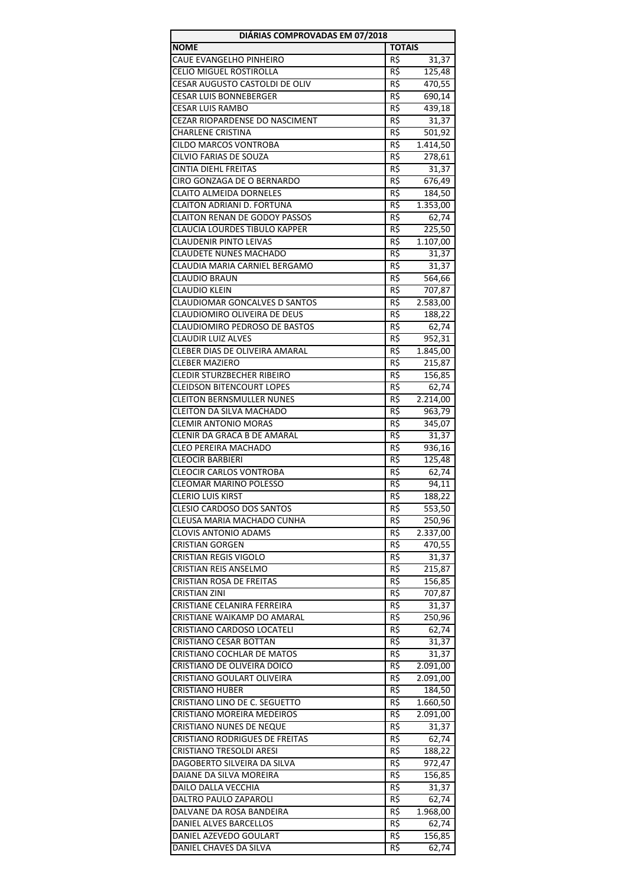| DIÁRIAS COMPROVADAS EM 07/2018 | |
|---|---|
| **NOME** | **TOTAIS** |
| CAUE EVANGELHO PINHEIRO | R$ 31,37 |
| CELIO MIGUEL ROSTIROLLA | R$ 125,48 |
| CESAR AUGUSTO CASTOLDI DE OLIV | R$ 470,55 |
| CESAR LUIS BONNEBERGER | R$ 690,14 |
| CESAR LUIS RAMBO | R$ 439,18 |
| CEZAR RIOPARDENSE DO NASCIMENT | R$ 31,37 |
| CHARLENE CRISTINA | R$ 501,92 |
| CILDO MARCOS VONTROBA | R$ 1.414,50 |
| CILVIO FARIAS DE SOUZA | R$ 278,61 |
| CINTIA DIEHL FREITAS | R$ 31,37 |
| CIRO GONZAGA DE O BERNARDO | R$ 676,49 |
| CLAITO ALMEIDA DORNELES | R$ 184,50 |
| CLAITON ADRIANI D. FORTUNA | R$ 1.353,00 |
| CLAITON RENAN DE GODOY PASSOS | R$ 62,74 |
| CLAUCIA LOURDES TIBULO KAPPER | R$ 225,50 |
| CLAUDENIR PINTO LEIVAS | R$ 1.107,00 |
| CLAUDETE NUNES MACHADO | R$ 31,37 |
| CLAUDIA MARIA CARNIEL BERGAMO | R$ 31,37 |
| CLAUDIO BRAUN | R$ 564,66 |
| CLAUDIO KLEIN | R$ 707,87 |
| CLAUDIOMAR GONCALVES D SANTOS | R$ 2.583,00 |
| CLAUDIOMIRO OLIVEIRA DE DEUS | R$ 188,22 |
| CLAUDIOMIRO PEDROSO DE BASTOS | R$ 62,74 |
| CLAUDIR LUIZ ALVES | R$ 952,31 |
| CLEBER DIAS DE OLIVEIRA AMARAL | R$ 1.845,00 |
| CLEBER MAZIERO | R$ 215,87 |
| CLEDIR STURZBECHER RIBEIRO | R$ 156,85 |
| CLEIDSON BITENCOURT LOPES | R$ 62,74 |
| CLEITON BERNSMULLER NUNES | R$ 2.214,00 |
| CLEITON DA SILVA MACHADO | R$ 963,79 |
| CLEMIR ANTONIO MORAS | R$ 345,07 |
| CLENIR DA GRACA B DE AMARAL | R$ 31,37 |
| CLEO PEREIRA MACHADO | R$ 936,16 |
| CLEOCIR BARBIERI | R$ 125,48 |
| CLEOCIR CARLOS VONTROBA | R$ 62,74 |
| CLEOMAR MARINO POLESSO | R$ 94,11 |
| CLERIO LUIS KIRST | R$ 188,22 |
| CLESIO CARDOSO DOS SANTOS | R$ 553,50 |
| CLEUSA MARIA MACHADO CUNHA | R$ 250,96 |
| CLOVIS ANTONIO ADAMS | R$ 2.337,00 |
| CRISTIAN GORGEN | R$ 470,55 |
| CRISTIAN REGIS VIGOLO | R$ 31,37 |
| CRISTIAN REIS ANSELMO | R$ 215,87 |
| CRISTIAN ROSA DE FREITAS | R$ 156,85 |
| CRISTIAN ZINI | R$ 707,87 |
| CRISTIANE CELANIRA FERREIRA | R$ 31,37 |
| CRISTIANE WAIKAMP DO AMARAL | R$ 250,96 |
| CRISTIANO CARDOSO LOCATELI | R$ 62,74 |
| CRISTIANO CESAR BOTTAN | R$ 31,37 |
| CRISTIANO COCHLAR DE MATOS | R$ 31,37 |
| CRISTIANO DE OLIVEIRA DOICO | R$ 2.091,00 |
| CRISTIANO GOULART OLIVEIRA | R$ 2.091,00 |
| CRISTIANO HUBER | R$ 184,50 |
| CRISTIANO LINO DE C. SEGUETTO | R$ 1.660,50 |
| CRISTIANO MOREIRA MEDEIROS | R$ 2.091,00 |
| CRISTIANO NUNES DE NEQUE | R$ 31,37 |
| CRISTIANO RODRIGUES DE FREITAS | R$ 62,74 |
| CRISTIANO TRESOLDI ARESI | R$ 188,22 |
| DAGOBERTO SILVEIRA DA SILVA | R$ 972,47 |
| DAIANE DA SILVA MOREIRA | R$ 156,85 |
| DAILO DALLA VECCHIA | R$ 31,37 |
| DALTRO PAULO ZAPAROLI | R$ 62,74 |
| DALVANE DA ROSA BANDEIRA | R$ 1.968,00 |
| DANIEL ALVES BARCELLOS | R$ 62,74 |
| DANIEL AZEVEDO GOULART | R$ 156,85 |
| DANIEL CHAVES DA SILVA | R$ 62,74 |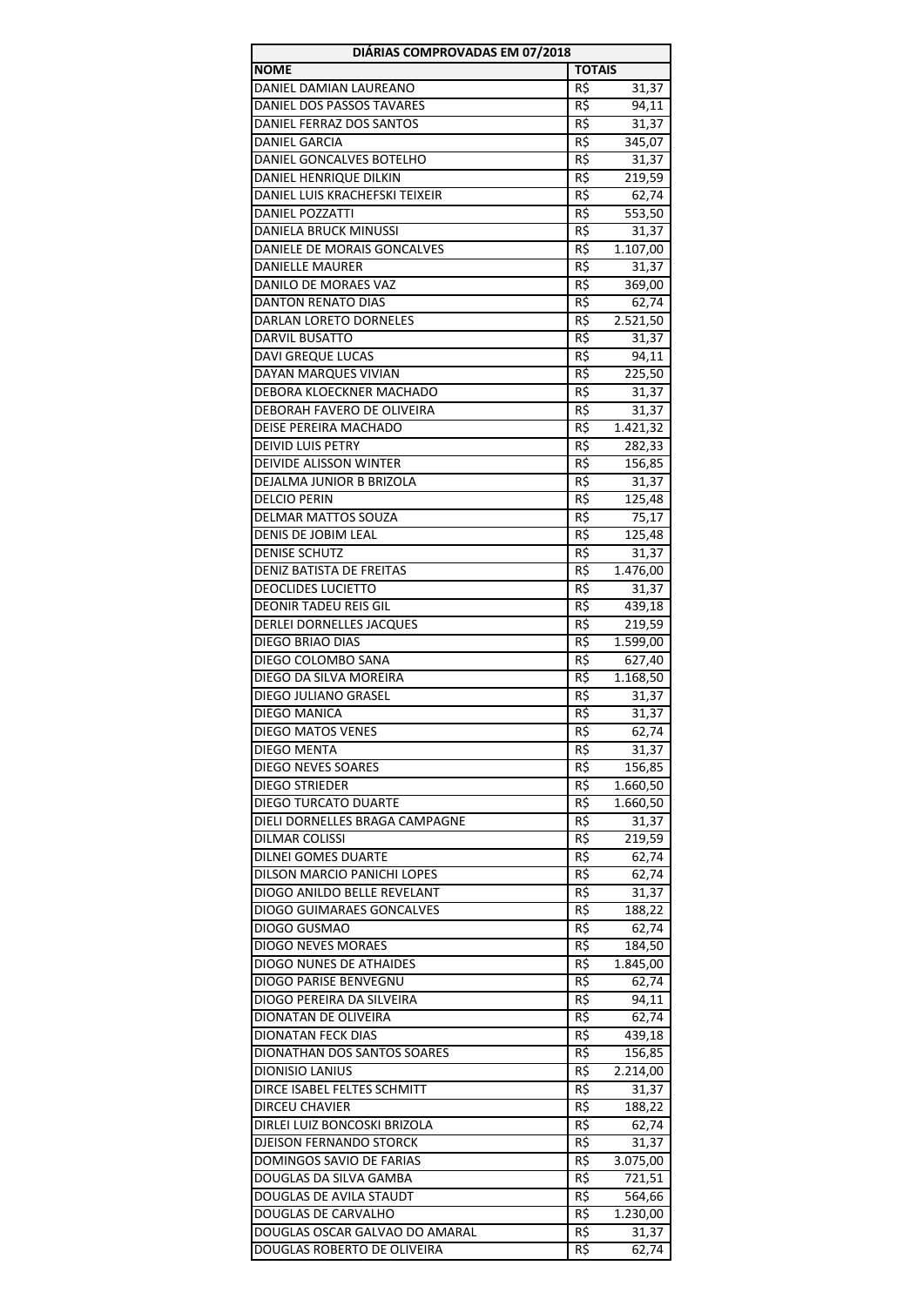| DIÁRIAS COMPROVADAS EM 07/2018 | |
|---|---|
| **NOME** | **TOTAIS** |
| DANIEL DAMIAN LAUREANO | R$ 31,37 |
| DANIEL DOS PASSOS TAVARES | R$ 94,11 |
| DANIEL FERRAZ DOS SANTOS | R$ 31,37 |
| DANIEL GARCIA | R$ 345,07 |
| DANIEL GONCALVES BOTELHO | R$ 31,37 |
| DANIEL HENRIQUE DILKIN | R$ 219,59 |
| DANIEL LUIS KRACHEFSKI TEIXEIR | R$ 62,74 |
| DANIEL POZZATTI | R$ 553,50 |
| DANIELA BRUCK MINUSSI | R$ 31,37 |
| DANIELE DE MORAIS GONCALVES | R$ 1.107,00 |
| DANIELLE MAURER | R$ 31,37 |
| DANILO DE MORAES VAZ | R$ 369,00 |
| DANTON RENATO DIAS | R$ 62,74 |
| DARLAN LORETO DORNELES | R$ 2.521,50 |
| DARVIL BUSATTO | R$ 31,37 |
| DAVI GREQUE LUCAS | R$ 94,11 |
| DAYAN MARQUES VIVIAN | R$ 225,50 |
| DEBORA KLOECKNER MACHADO | R$ 31,37 |
| DEBORAH FAVERO DE OLIVEIRA | R$ 31,37 |
| DEISE PEREIRA MACHADO | R$ 1.421,32 |
| DEIVID LUIS PETRY | R$ 282,33 |
| DEIVIDE ALISSON WINTER | R$ 156,85 |
| DEJALMA JUNIOR B BRIZOLA | R$ 31,37 |
| DELCIO PERIN | R$ 125,48 |
| DELMAR MATTOS SOUZA | R$ 75,17 |
| DENIS DE JOBIM LEAL | R$ 125,48 |
| DENISE SCHUTZ | R$ 31,37 |
| DENIZ BATISTA DE FREITAS | R$ 1.476,00 |
| DEOCLIDES LUCIETTO | R$ 31,37 |
| DEONIR TADEU REIS GIL | R$ 439,18 |
| DERLEI DORNELLES JACQUES | R$ 219,59 |
| DIEGO BRIAO DIAS | R$ 1.599,00 |
| DIEGO COLOMBO SANA | R$ 627,40 |
| DIEGO DA SILVA MOREIRA | R$ 1.168,50 |
| DIEGO JULIANO GRASEL | R$ 31,37 |
| DIEGO MANICA | R$ 31,37 |
| DIEGO MATOS VENES | R$ 62,74 |
| DIEGO MENTA | R$ 31,37 |
| DIEGO NEVES SOARES | R$ 156,85 |
| DIEGO STRIEDER | R$ 1.660,50 |
| DIEGO TURCATO DUARTE | R$ 1.660,50 |
| DIELI DORNELLES BRAGA CAMPAGNE | R$ 31,37 |
| DILMAR COLISSI | R$ 219,59 |
| DILNEI GOMES DUARTE | R$ 62,74 |
| DILSON MARCIO PANICHI LOPES | R$ 62,74 |
| DIOGO ANILDO BELLE REVELANT | R$ 31,37 |
| DIOGO GUIMARAES GONCALVES | R$ 188,22 |
| DIOGO GUSMAO | R$ 62,74 |
| DIOGO NEVES MORAES | R$ 184,50 |
| DIOGO NUNES DE ATHAIDES | R$ 1.845,00 |
| DIOGO PARISE BENVEGNU | R$ 62,74 |
| DIOGO PEREIRA DA SILVEIRA | R$ 94,11 |
| DIONATAN DE OLIVEIRA | R$ 62,74 |
| DIONATAN FECK DIAS | R$ 439,18 |
| DIONATHAN DOS SANTOS SOARES | R$ 156,85 |
| DIONISIO LANIUS | R$ 2.214,00 |
| DIRCE ISABEL FELTES SCHMITT | R$ 31,37 |
| DIRCEU CHAVIER | R$ 188,22 |
| DIRLEI LUIZ BONCOSKI BRIZOLA | R$ 62,74 |
| DJEISON FERNANDO STORCK | R$ 31,37 |
| DOMINGOS SAVIO DE FARIAS | R$ 3.075,00 |
| DOUGLAS DA SILVA GAMBA | R$ 721,51 |
| DOUGLAS DE AVILA STAUDT | R$ 564,66 |
| DOUGLAS DE CARVALHO | R$ 1.230,00 |
| DOUGLAS OSCAR GALVAO DO AMARAL | R$ 31,37 |
| DOUGLAS ROBERTO DE OLIVEIRA | R$ 62,74 |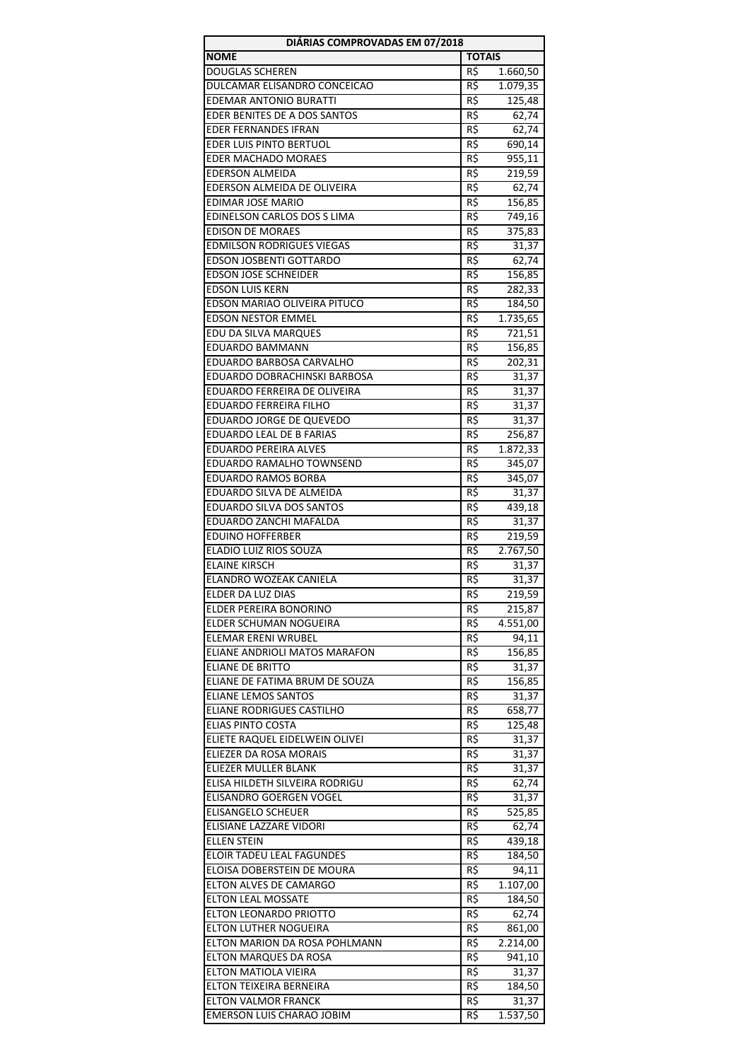| DIÁRIAS COMPROVADAS EM 07/2018 | |
|---|---|
| **NOME** | **TOTAIS** |
| DOUGLAS SCHEREN | R$ 1.660,50 |
| DULCAMAR ELISANDRO CONCEICAO | R$ 1.079,35 |
| EDEMAR ANTONIO BURATTI | R$ 125,48 |
| EDER BENITES DE A DOS SANTOS | R$ 62,74 |
| EDER FERNANDES IFRAN | R$ 62,74 |
| EDER LUIS PINTO BERTUOL | R$ 690,14 |
| EDER MACHADO MORAES | R$ 955,11 |
| EDERSON ALMEIDA | R$ 219,59 |
| EDERSON ALMEIDA DE OLIVEIRA | R$ 62,74 |
| EDIMAR JOSE MARIO | R$ 156,85 |
| EDINELSON CARLOS DOS S LIMA | R$ 749,16 |
| EDISON DE MORAES | R$ 375,83 |
| EDMILSON RODRIGUES VIEGAS | R$ 31,37 |
| EDSON JOSBENTI GOTTARDO | R$ 62,74 |
| EDSON JOSE SCHNEIDER | R$ 156,85 |
| EDSON LUIS KERN | R$ 282,33 |
| EDSON MARIAO OLIVEIRA PITUCO | R$ 184,50 |
| EDSON NESTOR EMMEL | R$ 1.735,65 |
| EDU DA SILVA MARQUES | R$ 721,51 |
| EDUARDO BAMMANN | R$ 156,85 |
| EDUARDO BARBOSA CARVALHO | R$ 202,31 |
| EDUARDO DOBRACHINSKI BARBOSA | R$ 31,37 |
| EDUARDO FERREIRA DE OLIVEIRA | R$ 31,37 |
| EDUARDO FERREIRA FILHO | R$ 31,37 |
| EDUARDO JORGE DE QUEVEDO | R$ 31,37 |
| EDUARDO LEAL DE B FARIAS | R$ 256,87 |
| EDUARDO PEREIRA ALVES | R$ 1.872,33 |
| EDUARDO RAMALHO TOWNSEND | R$ 345,07 |
| EDUARDO RAMOS BORBA | R$ 345,07 |
| EDUARDO SILVA DE ALMEIDA | R$ 31,37 |
| EDUARDO SILVA DOS SANTOS | R$ 439,18 |
| EDUARDO ZANCHI MAFALDA | R$ 31,37 |
| EDUINO HOFFERBER | R$ 219,59 |
| ELADIO LUIZ RIOS SOUZA | R$ 2.767,50 |
| ELAINE KIRSCH | R$ 31,37 |
| ELANDRO WOZEAK CANIELA | R$ 31,37 |
| ELDER DA LUZ DIAS | R$ 219,59 |
| ELDER PEREIRA BONORINO | R$ 215,87 |
| ELDER SCHUMAN NOGUEIRA | R$ 4.551,00 |
| ELEMAR ERENI WRUBEL | R$ 94,11 |
| ELIANE ANDRIOLI MATOS MARAFON | R$ 156,85 |
| ELIANE DE BRITTO | R$ 31,37 |
| ELIANE DE FATIMA BRUM DE SOUZA | R$ 156,85 |
| ELIANE LEMOS SANTOS | R$ 31,37 |
| ELIANE RODRIGUES CASTILHO | R$ 658,77 |
| ELIAS PINTO COSTA | R$ 125,48 |
| ELIETE RAQUEL EIDELWEIN OLIVEI | R$ 31,37 |
| ELIEZER DA ROSA MORAIS | R$ 31,37 |
| ELIEZER MULLER BLANK | R$ 31,37 |
| ELISA HILDETH SILVEIRA RODRIGU | R$ 62,74 |
| ELISANDRO GOERGEN VOGEL | R$ 31,37 |
| ELISANGELO SCHEUER | R$ 525,85 |
| ELISIANE LAZZARE VIDORI | R$ 62,74 |
| ELLEN STEIN | R$ 439,18 |
| ELOIR TADEU LEAL FAGUNDES | R$ 184,50 |
| ELOISA DOBERSTEIN DE MOURA | R$ 94,11 |
| ELTON ALVES DE CAMARGO | R$ 1.107,00 |
| ELTON LEAL MOSSATE | R$ 184,50 |
| ELTON LEONARDO PRIOTTO | R$ 62,74 |
| ELTON LUTHER NOGUEIRA | R$ 861,00 |
| ELTON MARION DA ROSA POHLMANN | R$ 2.214,00 |
| ELTON MARQUES DA ROSA | R$ 941,10 |
| ELTON MATIOLA VIEIRA | R$ 31,37 |
| ELTON TEIXEIRA BERNEIRA | R$ 184,50 |
| ELTON VALMOR FRANCK | R$ 31,37 |
| EMERSON LUIS CHARAO JOBIM | R$ 1.537,50 |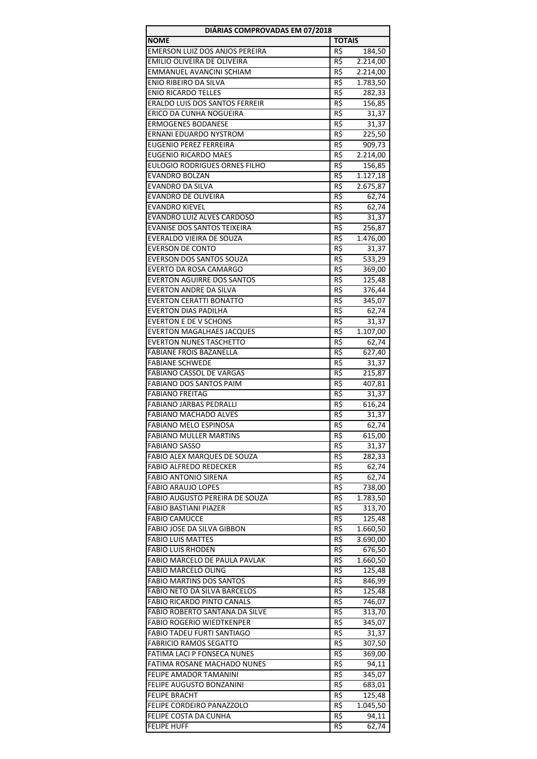| DIÁRIAS COMPROVADAS EM 07/2018 | |
|---|---|
| **NOME** | **TOTAIS** |
| EMERSON LUIZ DOS ANJOS PEREIRA | R$ 184,50 |
| EMILIO OLIVEIRA DE OLIVEIRA | R$ 2.214,00 |
| EMMANUEL AVANCINI SCHIAM | R$ 2.214,00 |
| ENIO RIBEIRO DA SILVA | R$ 1.783,50 |
| ENIO RICARDO TELLES | R$ 282,33 |
| ERALDO LUIS DOS SANTOS FERREIR | R$ 156,85 |
| ERICO DA CUNHA NOGUEIRA | R$ 31,37 |
| ERMOGENES BODANESE | R$ 31,37 |
| ERNANI EDUARDO NYSTROM | R$ 225,50 |
| EUGENIO PEREZ FERREIRA | R$ 909,73 |
| EUGENIO RICARDO MAES | R$ 2.214,00 |
| EULOGIO RODRIGUES ORNES FILHO | R$ 156,85 |
| EVANDRO BOLZAN | R$ 1.127,18 |
| EVANDRO DA SILVA | R$ 2.675,87 |
| EVANDRO DE OLIVEIRA | R$ 62,74 |
| EVANDRO KIEVEL | R$ 62,74 |
| EVANDRO LUIZ ALVES CARDOSO | R$ 31,37 |
| EVANISE DOS SANTOS TEIXEIRA | R$ 256,87 |
| EVERALDO VIEIRA DE SOUZA | R$ 1.476,00 |
| EVERSON DE CONTO | R$ 31,37 |
| EVERSON DOS SANTOS SOUZA | R$ 533,29 |
| EVERTO DA ROSA CAMARGO | R$ 369,00 |
| EVERTON AGUIRRE DOS SANTOS | R$ 125,48 |
| EVERTON ANDRE DA SILVA | R$ 376,44 |
| EVERTON CERATTI BONATTO | R$ 345,07 |
| EVERTON DIAS PADILHA | R$ 62,74 |
| EVERTON E DE V SCHONS | R$ 31,37 |
| EVERTON MAGALHAES JACQUES | R$ 1.107,00 |
| EVERTON NUNES TASCHETTO | R$ 62,74 |
| FABIANE FROIS BAZANELLA | R$ 627,40 |
| FABIANE SCHWEDE | R$ 31,37 |
| FABIANO CASSOL DE VARGAS | R$ 215,87 |
| FABIANO DOS SANTOS PAIM | R$ 407,81 |
| FABIANO FREITAG | R$ 31,37 |
| FABIANO JARBAS PEDRALLI | R$ 616,24 |
| FABIANO MACHADO ALVES | R$ 31,37 |
| FABIANO MELO ESPINOSA | R$ 62,74 |
| FABIANO MULLER MARTINS | R$ 615,00 |
| FABIANO SASSO | R$ 31,37 |
| FABIO ALEX MARQUES DE SOUZA | R$ 282,33 |
| FABIO ALFREDO REDECKER | R$ 62,74 |
| FABIO ANTONIO SIRENA | R$ 62,74 |
| FABIO ARAUJO LOPES | R$ 738,00 |
| FABIO AUGUSTO PEREIRA DE SOUZA | R$ 1.783,50 |
| FABIO BASTIANI PIAZER | R$ 313,70 |
| FABIO CAMUCCE | R$ 125,48 |
| FABIO JOSE DA SILVA GIBBON | R$ 1.660,50 |
| FABIO LUIS MATTES | R$ 3.690,00 |
| FABIO LUIS RHODEN | R$ 676,50 |
| FABIO MARCELO DE PAULA PAVLAK | R$ 1.660,50 |
| FABIO MARCELO OLING | R$ 125,48 |
| FABIO MARTINS DOS SANTOS | R$ 846,99 |
| FABIO NETO DA SILVA BARCELOS | R$ 125,48 |
| FABIO RICARDO PINTO CANALS | R$ 746,07 |
| FABIO ROBERTO SANTANA DA SILVE | R$ 313,70 |
| FABIO ROGERIO WIEDTKENPER | R$ 345,07 |
| FABIO TADEU FURTI SANTIAGO | R$ 31,37 |
| FABRICIO RAMOS SEGATTO | R$ 307,50 |
| FATIMA LACI P FONSECA NUNES | R$ 369,00 |
| FATIMA ROSANE MACHADO NUNES | R$ 94,11 |
| FELIPE AMADOR TAMANINI | R$ 345,07 |
| FELIPE AUGUSTO BONZANINI | R$ 683,01 |
| FELIPE BRACHT | R$ 125,48 |
| FELIPE CORDEIRO PANAZZOLO | R$ 1.045,50 |
| FELIPE COSTA DA CUNHA | R$ 94,11 |
| FELIPE HUFF | R$ 62,74 |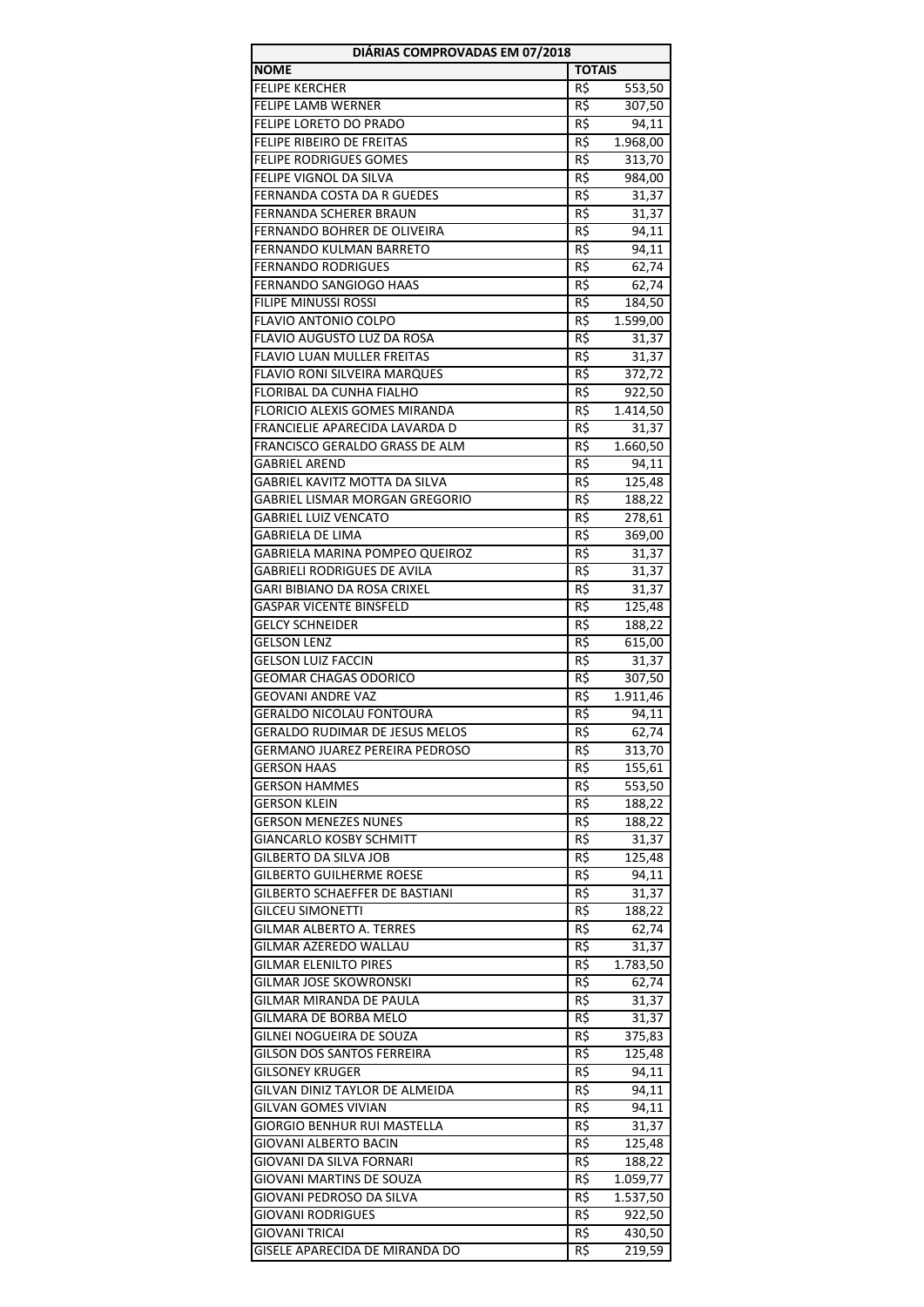| DIÁRIAS COMPROVADAS EM 07/2018 | |
|---|---|
| **NOME** | **TOTAIS** |
| FELIPE KERCHER | R$ 553,50 |
| FELIPE LAMB WERNER | R$ 307,50 |
| FELIPE LORETO DO PRADO | R$ 94,11 |
| FELIPE RIBEIRO DE FREITAS | R$ 1.968,00 |
| FELIPE RODRIGUES GOMES | R$ 313,70 |
| FELIPE VIGNOL DA SILVA | R$ 984,00 |
| FERNANDA COSTA DA R GUEDES | R$ 31,37 |
| FERNANDA SCHERER BRAUN | R$ 31,37 |
| FERNANDO BOHRER DE OLIVEIRA | R$ 94,11 |
| FERNANDO KULMAN BARRETO | R$ 94,11 |
| FERNANDO RODRIGUES | R$ 62,74 |
| FERNANDO SANGIOGO HAAS | R$ 62,74 |
| FILIPE MINUSSI ROSSI | R$ 184,50 |
| FLAVIO ANTONIO COLPO | R$ 1.599,00 |
| FLAVIO AUGUSTO LUZ DA ROSA | R$ 31,37 |
| FLAVIO LUAN MULLER FREITAS | R$ 31,37 |
| FLAVIO RONI SILVEIRA MARQUES | R$ 372,72 |
| FLORIBAL DA CUNHA FIALHO | R$ 922,50 |
| FLORICIO ALEXIS GOMES MIRANDA | R$ 1.414,50 |
| FRANCIELIE APARECIDA LAVARDA D | R$ 31,37 |
| FRANCISCO GERALDO GRASS DE ALM | R$ 1.660,50 |
| GABRIEL AREND | R$ 94,11 |
| GABRIEL KAVITZ MOTTA DA SILVA | R$ 125,48 |
| GABRIEL LISMAR MORGAN GREGORIO | R$ 188,22 |
| GABRIEL LUIZ VENCATO | R$ 278,61 |
| GABRIELA DE LIMA | R$ 369,00 |
| GABRIELA MARINA POMPEO QUEIROZ | R$ 31,37 |
| GABRIELI RODRIGUES DE AVILA | R$ 31,37 |
| GARI BIBIANO DA ROSA CRIXEL | R$ 31,37 |
| GASPAR VICENTE BINSFELD | R$ 125,48 |
| GELCY SCHNEIDER | R$ 188,22 |
| GELSON LENZ | R$ 615,00 |
| GELSON LUIZ FACCIN | R$ 31,37 |
| GEOMAR CHAGAS ODORICO | R$ 307,50 |
| GEOVANI ANDRE VAZ | R$ 1.911,46 |
| GERALDO NICOLAU FONTOURA | R$ 94,11 |
| GERALDO RUDIMAR DE JESUS MELOS | R$ 62,74 |
| GERMANO JUAREZ PEREIRA PEDROSO | R$ 313,70 |
| GERSON HAAS | R$ 155,61 |
| GERSON HAMMES | R$ 553,50 |
| GERSON KLEIN | R$ 188,22 |
| GERSON MENEZES NUNES | R$ 188,22 |
| GIANCARLO KOSBY SCHMITT | R$ 31,37 |
| GILBERTO DA SILVA JOB | R$ 125,48 |
| GILBERTO GUILHERME ROESE | R$ 94,11 |
| GILBERTO SCHAEFFER DE BASTIANI | R$ 31,37 |
| GILCEU SIMONETTI | R$ 188,22 |
| GILMAR ALBERTO A. TERRES | R$ 62,74 |
| GILMAR AZEREDO WALLAU | R$ 31,37 |
| GILMAR ELENILTO PIRES | R$ 1.783,50 |
| GILMAR JOSE SKOWRONSKI | R$ 62,74 |
| GILMAR MIRANDA DE PAULA | R$ 31,37 |
| GILMARA DE BORBA MELO | R$ 31,37 |
| GILNEI NOGUEIRA DE SOUZA | R$ 375,83 |
| GILSON DOS SANTOS FERREIRA | R$ 125,48 |
| GILSONEY KRUGER | R$ 94,11 |
| GILVAN DINIZ TAYLOR DE ALMEIDA | R$ 94,11 |
| GILVAN GOMES VIVIAN | R$ 94,11 |
| GIORGIO BENHUR RUI MASTELLA | R$ 31,37 |
| GIOVANI ALBERTO BACIN | R$ 125,48 |
| GIOVANI DA SILVA FORNARI | R$ 188,22 |
| GIOVANI MARTINS DE SOUZA | R$ 1.059,77 |
| GIOVANI PEDROSO DA SILVA | R$ 1.537,50 |
| GIOVANI RODRIGUES | R$ 922,50 |
| GIOVANI TRICAI | R$ 430,50 |
| GISELE APARECIDA DE MIRANDA DO | R$ 219,59 |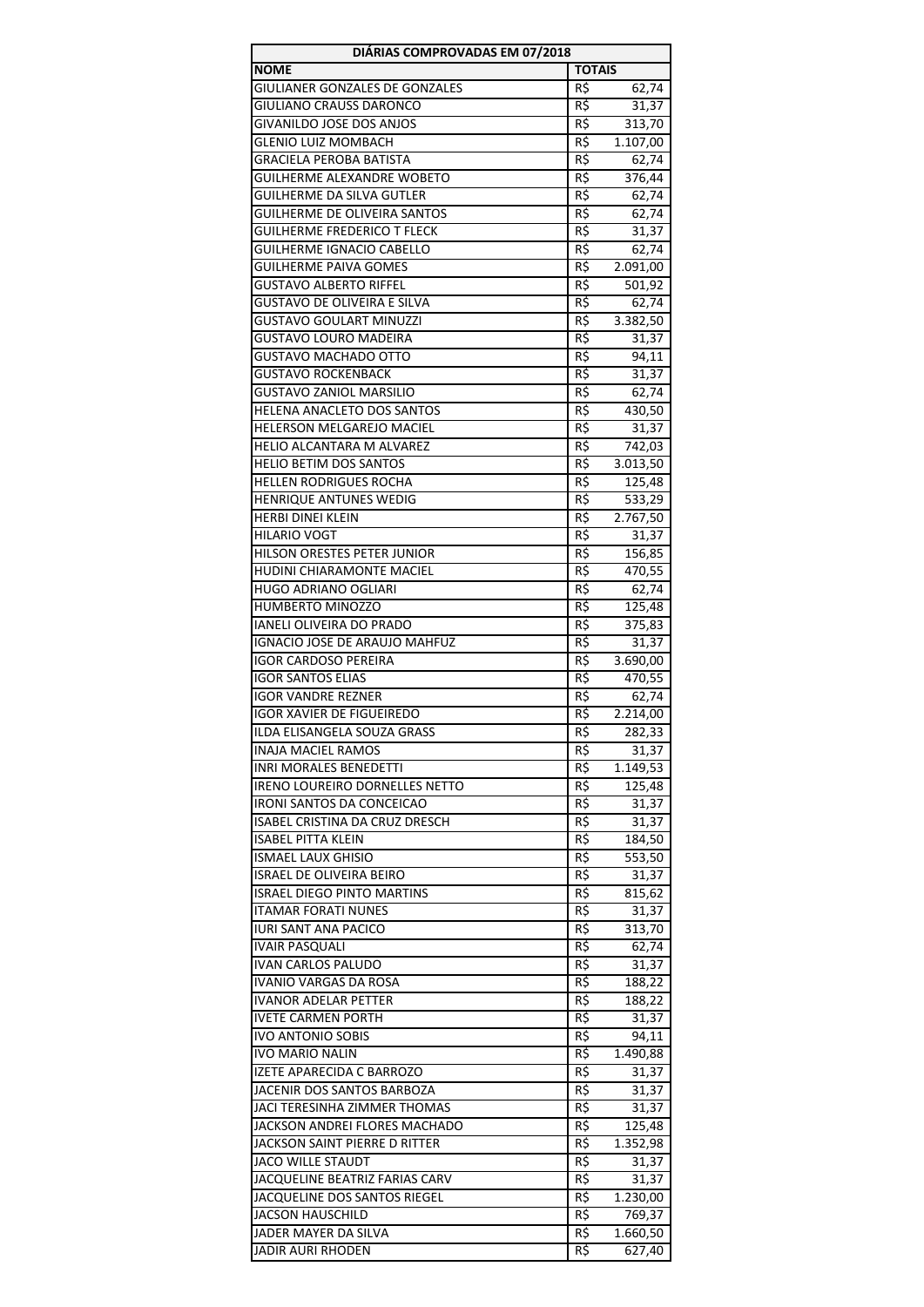| DIÁRIAS COMPROVADAS EM 07/2018 | |
|---|---|
| **NOME** | **TOTAIS** |
| GIULIANER GONZALES DE GONZALES | R$ 62,74 |
| GIULIANO CRAUSS DARONCO | R$ 31,37 |
| GIVANILDO JOSE DOS ANJOS | R$ 313,70 |
| GLENIO LUIZ MOMBACH | R$ 1.107,00 |
| GRACIELA PEROBA BATISTA | R$ 62,74 |
| GUILHERME ALEXANDRE WOBETO | R$ 376,44 |
| GUILHERME DA SILVA GUTLER | R$ 62,74 |
| GUILHERME DE OLIVEIRA SANTOS | R$ 62,74 |
| GUILHERME FREDERICO T FLECK | R$ 31,37 |
| GUILHERME IGNACIO CABELLO | R$ 62,74 |
| GUILHERME PAIVA GOMES | R$ 2.091,00 |
| GUSTAVO ALBERTO RIFFEL | R$ 501,92 |
| GUSTAVO DE OLIVEIRA E SILVA | R$ 62,74 |
| GUSTAVO GOULART MINUZZI | R$ 3.382,50 |
| GUSTAVO LOURO MADEIRA | R$ 31,37 |
| GUSTAVO MACHADO OTTO | R$ 94,11 |
| GUSTAVO ROCKENBACK | R$ 31,37 |
| GUSTAVO ZANIOL MARSILIO | R$ 62,74 |
| HELENA ANACLETO DOS SANTOS | R$ 430,50 |
| HELERSON MELGAREJO MACIEL | R$ 31,37 |
| HELIO ALCANTARA M ALVAREZ | R$ 742,03 |
| HELIO BETIM DOS SANTOS | R$ 3.013,50 |
| HELLEN RODRIGUES ROCHA | R$ 125,48 |
| HENRIQUE ANTUNES WEDIG | R$ 533,29 |
| HERBI DINEI KLEIN | R$ 2.767,50 |
| HILARIO VOGT | R$ 31,37 |
| HILSON ORESTES PETER JUNIOR | R$ 156,85 |
| HUDINI CHIARAMONTE MACIEL | R$ 470,55 |
| HUGO ADRIANO OGLIARI | R$ 62,74 |
| HUMBERTO MINOZZO | R$ 125,48 |
| IANELI OLIVEIRA DO PRADO | R$ 375,83 |
| IGNACIO JOSE DE ARAUJO MAHFUZ | R$ 31,37 |
| IGOR CARDOSO PEREIRA | R$ 3.690,00 |
| IGOR SANTOS ELIAS | R$ 470,55 |
| IGOR VANDRE REZNER | R$ 62,74 |
| IGOR XAVIER DE FIGUEIREDO | R$ 2.214,00 |
| ILDA ELISANGELA SOUZA GRASS | R$ 282,33 |
| INAJA MACIEL RAMOS | R$ 31,37 |
| INRI MORALES BENEDETTI | R$ 1.149,53 |
| IRENO LOUREIRO DORNELLES NETTO | R$ 125,48 |
| IRONI SANTOS DA CONCEICAO | R$ 31,37 |
| ISABEL CRISTINA DA CRUZ DRESCH | R$ 31,37 |
| ISABEL PITTA KLEIN | R$ 184,50 |
| ISMAEL LAUX GHISIO | R$ 553,50 |
| ISRAEL DE OLIVEIRA BEIRO | R$ 31,37 |
| ISRAEL DIEGO PINTO MARTINS | R$ 815,62 |
| ITAMAR FORATI NUNES | R$ 31,37 |
| IURI SANT ANA PACICO | R$ 313,70 |
| IVAIR PASQUALI | R$ 62,74 |
| IVAN CARLOS PALUDO | R$ 31,37 |
| IVANIO VARGAS DA ROSA | R$ 188,22 |
| IVANOR ADELAR PETTER | R$ 188,22 |
| IVETE CARMEN PORTH | R$ 31,37 |
| IVO ANTONIO SOBIS | R$ 94,11 |
| IVO MARIO NALIN | R$ 1.490,88 |
| IZETE APARECIDA C BARROZO | R$ 31,37 |
| JACENIR DOS SANTOS BARBOZA | R$ 31,37 |
| JACI TERESINHA ZIMMER THOMAS | R$ 31,37 |
| JACKSON ANDREI FLORES MACHADO | R$ 125,48 |
| JACKSON SAINT PIERRE D RITTER | R$ 1.352,98 |
| JACO WILLE STAUDT | R$ 31,37 |
| JACQUELINE BEATRIZ FARIAS CARV | R$ 31,37 |
| JACQUELINE DOS SANTOS RIEGEL | R$ 1.230,00 |
| JACSON HAUSCHILD | R$ 769,37 |
| JADER MAYER DA SILVA | R$ 1.660,50 |
| JADIR AURI RHODEN | R$ 627,40 |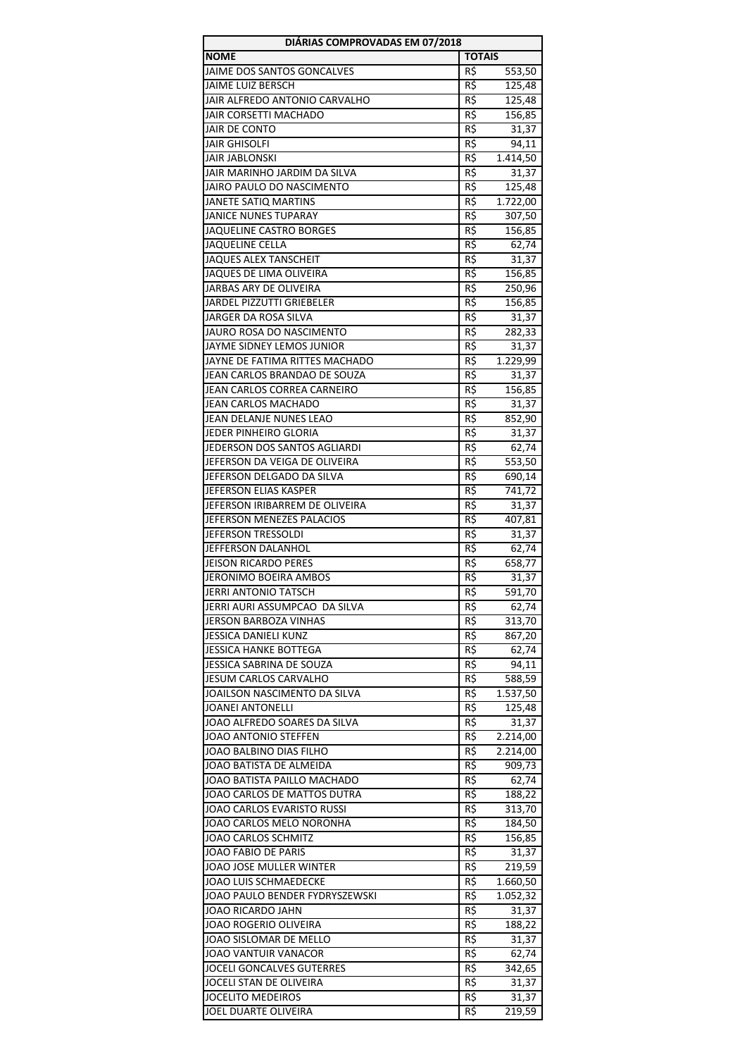| DIÁRIAS COMPROVADAS EM 07/2018 | |
|---|---|
| **NOME** | **TOTAIS** |
| JAIME DOS SANTOS GONCALVES | R$ 553,50 |
| JAIME LUIZ BERSCH | R$ 125,48 |
| JAIR ALFREDO ANTONIO CARVALHO | R$ 125,48 |
| JAIR CORSETTI MACHADO | R$ 156,85 |
| JAIR DE CONTO | R$ 31,37 |
| JAIR GHISOLFI | R$ 94,11 |
| JAIR JABLONSKI | R$ 1.414,50 |
| JAIR MARINHO JARDIM DA SILVA | R$ 31,37 |
| JAIRO PAULO DO NASCIMENTO | R$ 125,48 |
| JANETE SATIQ MARTINS | R$ 1.722,00 |
| JANICE NUNES TUPARAY | R$ 307,50 |
| JAQUELINE CASTRO BORGES | R$ 156,85 |
| JAQUELINE CELLA | R$ 62,74 |
| JAQUES ALEX TANSCHEIT | R$ 31,37 |
| JAQUES DE LIMA OLIVEIRA | R$ 156,85 |
| JARBAS ARY DE OLIVEIRA | R$ 250,96 |
| JARDEL PIZZUTTI GRIEBELER | R$ 156,85 |
| JARGER DA ROSA SILVA | R$ 31,37 |
| JAURO ROSA DO NASCIMENTO | R$ 282,33 |
| JAYME SIDNEY LEMOS JUNIOR | R$ 31,37 |
| JAYNE DE FATIMA RITTES MACHADO | R$ 1.229,99 |
| JEAN CARLOS BRANDAO DE SOUZA | R$ 31,37 |
| JEAN CARLOS CORREA CARNEIRO | R$ 156,85 |
| JEAN CARLOS MACHADO | R$ 31,37 |
| JEAN DELANJE NUNES LEAO | R$ 852,90 |
| JEDER PINHEIRO GLORIA | R$ 31,37 |
| JEDERSON DOS SANTOS AGLIARDI | R$ 62,74 |
| JEFERSON DA VEIGA DE OLIVEIRA | R$ 553,50 |
| JEFERSON DELGADO DA SILVA | R$ 690,14 |
| JEFERSON ELIAS KASPER | R$ 741,72 |
| JEFERSON IRIBARREM DE OLIVEIRA | R$ 31,37 |
| JEFERSON MENEZES PALACIOS | R$ 407,81 |
| JEFERSON TRESSOLDI | R$ 31,37 |
| JEFFERSON DALANHOL | R$ 62,74 |
| JEISON RICARDO PERES | R$ 658,77 |
| JERONIMO BOEIRA AMBOS | R$ 31,37 |
| JERRI ANTONIO TATSCH | R$ 591,70 |
| JERRI AURI ASSUMPCAO DA SILVA | R$ 62,74 |
| JERSON BARBOZA VINHAS | R$ 313,70 |
| JESSICA DANIELI KUNZ | R$ 867,20 |
| JESSICA HANKE BOTTEGA | R$ 62,74 |
| JESSICA SABRINA DE SOUZA | R$ 94,11 |
| JESUM CARLOS CARVALHO | R$ 588,59 |
| JOAILSON NASCIMENTO DA SILVA | R$ 1.537,50 |
| JOANEI ANTONELLI | R$ 125,48 |
| JOAO ALFREDO SOARES DA SILVA | R$ 31,37 |
| JOAO ANTONIO STEFFEN | R$ 2.214,00 |
| JOAO BALBINO DIAS FILHO | R$ 2.214,00 |
| JOAO BATISTA DE ALMEIDA | R$ 909,73 |
| JOAO BATISTA PAILLO MACHADO | R$ 62,74 |
| JOAO CARLOS DE MATTOS DUTRA | R$ 188,22 |
| JOAO CARLOS EVARISTO RUSSI | R$ 313,70 |
| JOAO CARLOS MELO NORONHA | R$ 184,50 |
| JOAO CARLOS SCHMITZ | R$ 156,85 |
| JOAO FABIO DE PARIS | R$ 31,37 |
| JOAO JOSE MULLER WINTER | R$ 219,59 |
| JOAO LUIS SCHMAEDECKE | R$ 1.660,50 |
| JOAO PAULO BENDER FYDRYSZEWSKI | R$ 1.052,32 |
| JOAO RICARDO JAHN | R$ 31,37 |
| JOAO ROGERIO OLIVEIRA | R$ 188,22 |
| JOAO SISLOMAR DE MELLO | R$ 31,37 |
| JOAO VANTUIR VANACOR | R$ 62,74 |
| JOCELI GONCALVES GUTERRES | R$ 342,65 |
| JOCELI STAN DE OLIVEIRA | R$ 31,37 |
| JOCELITO MEDEIROS | R$ 31,37 |
| JOEL DUARTE OLIVEIRA | R$ 219,59 |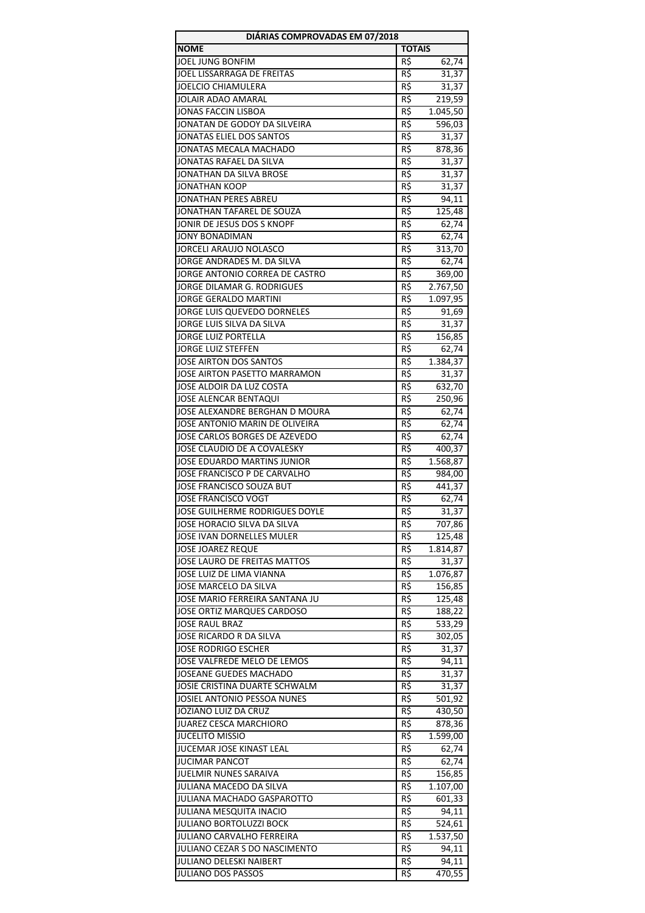| DIÁRIAS COMPROVADAS EM 07/2018 | |
|---|---|
| **NOME** | **TOTAIS** |
| JOEL JUNG BONFIM | R$ 62,74 |
| JOEL LISSARRAGA DE FREITAS | R$ 31,37 |
| JOELCIO CHIAMULERA | R$ 31,37 |
| JOLAIR ADAO AMARAL | R$ 219,59 |
| JONAS FACCIN LISBOA | R$ 1.045,50 |
| JONATAN DE GODOY DA SILVEIRA | R$ 596,03 |
| JONATAS ELIEL DOS SANTOS | R$ 31,37 |
| JONATAS MECALA MACHADO | R$ 878,36 |
| JONATAS RAFAEL DA SILVA | R$ 31,37 |
| JONATHAN DA SILVA BROSE | R$ 31,37 |
| JONATHAN KOOP | R$ 31,37 |
| JONATHAN PERES ABREU | R$ 94,11 |
| JONATHAN TAFAREL DE SOUZA | R$ 125,48 |
| JONIR DE JESUS DOS S KNOPF | R$ 62,74 |
| JONY BONADIMAN | R$ 62,74 |
| JORCELI ARAUJO NOLASCO | R$ 313,70 |
| JORGE ANDRADES M. DA SILVA | R$ 62,74 |
| JORGE ANTONIO CORREA DE CASTRO | R$ 369,00 |
| JORGE DILAMAR G. RODRIGUES | R$ 2.767,50 |
| JORGE GERALDO MARTINI | R$ 1.097,95 |
| JORGE LUIS QUEVEDO DORNELES | R$ 91,69 |
| JORGE LUIS SILVA DA SILVA | R$ 31,37 |
| JORGE LUIZ PORTELLA | R$ 156,85 |
| JORGE LUIZ STEFFEN | R$ 62,74 |
| JOSE AIRTON DOS SANTOS | R$ 1.384,37 |
| JOSE AIRTON PASETTO MARRAMON | R$ 31,37 |
| JOSE ALDOIR DA LUZ COSTA | R$ 632,70 |
| JOSE ALENCAR BENTAQUI | R$ 250,96 |
| JOSE ALEXANDRE BERGHAN D MOURA | R$ 62,74 |
| JOSE ANTONIO MARIN DE OLIVEIRA | R$ 62,74 |
| JOSE CARLOS BORGES DE AZEVEDO | R$ 62,74 |
| JOSE CLAUDIO DE A COVALESKY | R$ 400,37 |
| JOSE EDUARDO MARTINS JUNIOR | R$ 1.568,87 |
| JOSE FRANCISCO P DE CARVALHO | R$ 984,00 |
| JOSE FRANCISCO SOUZA BUT | R$ 441,37 |
| JOSE FRANCISCO VOGT | R$ 62,74 |
| JOSE GUILHERME RODRIGUES DOYLE | R$ 31,37 |
| JOSE HORACIO SILVA DA SILVA | R$ 707,86 |
| JOSE IVAN DORNELLES MULER | R$ 125,48 |
| JOSE JOAREZ REQUE | R$ 1.814,87 |
| JOSE LAURO DE FREITAS MATTOS | R$ 31,37 |
| JOSE LUIZ DE LIMA VIANNA | R$ 1.076,87 |
| JOSE MARCELO DA SILVA | R$ 156,85 |
| JOSE MARIO FERREIRA SANTANA JU | R$ 125,48 |
| JOSE ORTIZ MARQUES CARDOSO | R$ 188,22 |
| JOSE RAUL BRAZ | R$ 533,29 |
| JOSE RICARDO R DA SILVA | R$ 302,05 |
| JOSE RODRIGO ESCHER | R$ 31,37 |
| JOSE VALFREDE MELO DE LEMOS | R$ 94,11 |
| JOSEANE GUEDES MACHADO | R$ 31,37 |
| JOSIE CRISTINA DUARTE SCHWALM | R$ 31,37 |
| JOSIEL ANTONIO PESSOA NUNES | R$ 501,92 |
| JOZIANO LUIZ DA CRUZ | R$ 430,50 |
| JUAREZ CESCA MARCHIORO | R$ 878,36 |
| JUCELITO MISSIO | R$ 1.599,00 |
| JUCEMAR JOSE KINAST LEAL | R$ 62,74 |
| JUCIMAR PANCOT | R$ 62,74 |
| JUELMIR NUNES SARAIVA | R$ 156,85 |
| JULIANA MACEDO DA SILVA | R$ 1.107,00 |
| JULIANA MACHADO GASPAROTTO | R$ 601,33 |
| JULIANA MESQUITA INACIO | R$ 94,11 |
| JULIANO BORTOLUZZI BOCK | R$ 524,61 |
| JULIANO CARVALHO FERREIRA | R$ 1.537,50 |
| JULIANO CEZAR S DO NASCIMENTO | R$ 94,11 |
| JULIANO DELESKI NAIBERT | R$ 94,11 |
| JULIANO DOS PASSOS | R$ 470,55 |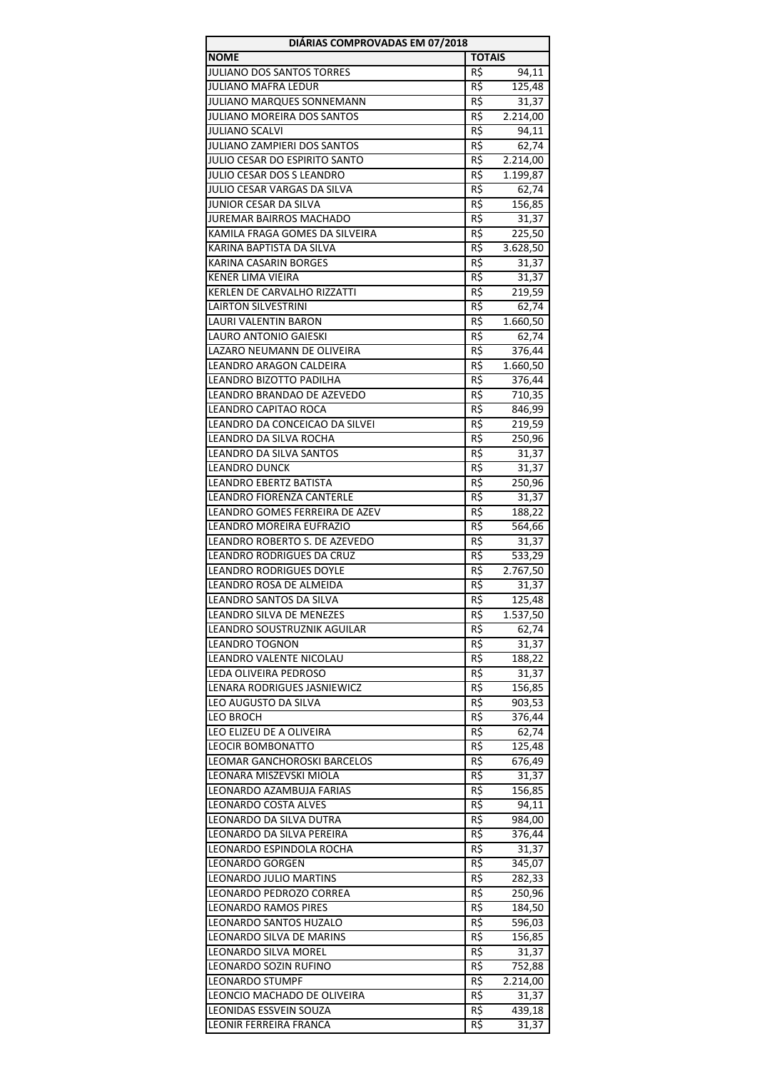| DIÁRIAS COMPROVADAS EM 07/2018 | |
|---|---|
| **NOME** | **TOTAIS** |
| JULIANO DOS SANTOS TORRES | R$ 94,11 |
| JULIANO MAFRA LEDUR | R$ 125,48 |
| JULIANO MARQUES SONNEMANN | R$ 31,37 |
| JULIANO MOREIRA DOS SANTOS | R$ 2.214,00 |
| JULIANO SCALVI | R$ 94,11 |
| JULIANO ZAMPIERI DOS SANTOS | R$ 62,74 |
| JULIO CESAR DO ESPIRITO SANTO | R$ 2.214,00 |
| JULIO CESAR DOS S LEANDRO | R$ 1.199,87 |
| JULIO CESAR VARGAS DA SILVA | R$ 62,74 |
| JUNIOR CESAR DA SILVA | R$ 156,85 |
| JUREMAR BAIRROS MACHADO | R$ 31,37 |
| KAMILA FRAGA GOMES DA SILVEIRA | R$ 225,50 |
| KARINA BAPTISTA DA SILVA | R$ 3.628,50 |
| KARINA CASARIN BORGES | R$ 31,37 |
| KENER LIMA VIEIRA | R$ 31,37 |
| KERLEN DE CARVALHO RIZZATTI | R$ 219,59 |
| LAIRTON SILVESTRINI | R$ 62,74 |
| LAURI VALENTIN BARON | R$ 1.660,50 |
| LAURO ANTONIO GAIESKI | R$ 62,74 |
| LAZARO NEUMANN DE OLIVEIRA | R$ 376,44 |
| LEANDRO ARAGON CALDEIRA | R$ 1.660,50 |
| LEANDRO BIZOTTO PADILHA | R$ 376,44 |
| LEANDRO BRANDAO DE AZEVEDO | R$ 710,35 |
| LEANDRO CAPITAO ROCA | R$ 846,99 |
| LEANDRO DA CONCEICAO DA SILVEI | R$ 219,59 |
| LEANDRO DA SILVA ROCHA | R$ 250,96 |
| LEANDRO DA SILVA SANTOS | R$ 31,37 |
| LEANDRO DUNCK | R$ 31,37 |
| LEANDRO EBERTZ BATISTA | R$ 250,96 |
| LEANDRO FIORENZA CANTERLE | R$ 31,37 |
| LEANDRO GOMES FERREIRA DE AZEV | R$ 188,22 |
| LEANDRO MOREIRA EUFRAZIO | R$ 564,66 |
| LEANDRO ROBERTO S. DE AZEVEDO | R$ 31,37 |
| LEANDRO RODRIGUES DA CRUZ | R$ 533,29 |
| LEANDRO RODRIGUES DOYLE | R$ 2.767,50 |
| LEANDRO ROSA DE ALMEIDA | R$ 31,37 |
| LEANDRO SANTOS DA SILVA | R$ 125,48 |
| LEANDRO SILVA DE MENEZES | R$ 1.537,50 |
| LEANDRO SOUSTRUZNIK AGUILAR | R$ 62,74 |
| LEANDRO TOGNON | R$ 31,37 |
| LEANDRO VALENTE NICOLAU | R$ 188,22 |
| LEDA OLIVEIRA PEDROSO | R$ 31,37 |
| LENARA RODRIGUES JASNIEWICZ | R$ 156,85 |
| LEO AUGUSTO DA SILVA | R$ 903,53 |
| LEO BROCH | R$ 376,44 |
| LEO ELIZEU DE A OLIVEIRA | R$ 62,74 |
| LEOCIR BOMBONATTO | R$ 125,48 |
| LEOMAR GANCHOROSKI BARCELOS | R$ 676,49 |
| LEONARA MISZEVSKI MIOLA | R$ 31,37 |
| LEONARDO AZAMBUJA FARIAS | R$ 156,85 |
| LEONARDO COSTA ALVES | R$ 94,11 |
| LEONARDO DA SILVA DUTRA | R$ 984,00 |
| LEONARDO DA SILVA PEREIRA | R$ 376,44 |
| LEONARDO ESPINDOLA ROCHA | R$ 31,37 |
| LEONARDO GORGEN | R$ 345,07 |
| LEONARDO JULIO MARTINS | R$ 282,33 |
| LEONARDO PEDROZO CORREA | R$ 250,96 |
| LEONARDO RAMOS PIRES | R$ 184,50 |
| LEONARDO SANTOS HUZALO | R$ 596,03 |
| LEONARDO SILVA DE MARINS | R$ 156,85 |
| LEONARDO SILVA MOREL | R$ 31,37 |
| LEONARDO SOZIN RUFINO | R$ 752,88 |
| LEONARDO STUMPF | R$ 2.214,00 |
| LEONCIO MACHADO DE OLIVEIRA | R$ 31,37 |
| LEONIDAS ESSVEIN SOUZA | R$ 439,18 |
| LEONIR FERREIRA FRANCA | R$ 31,37 |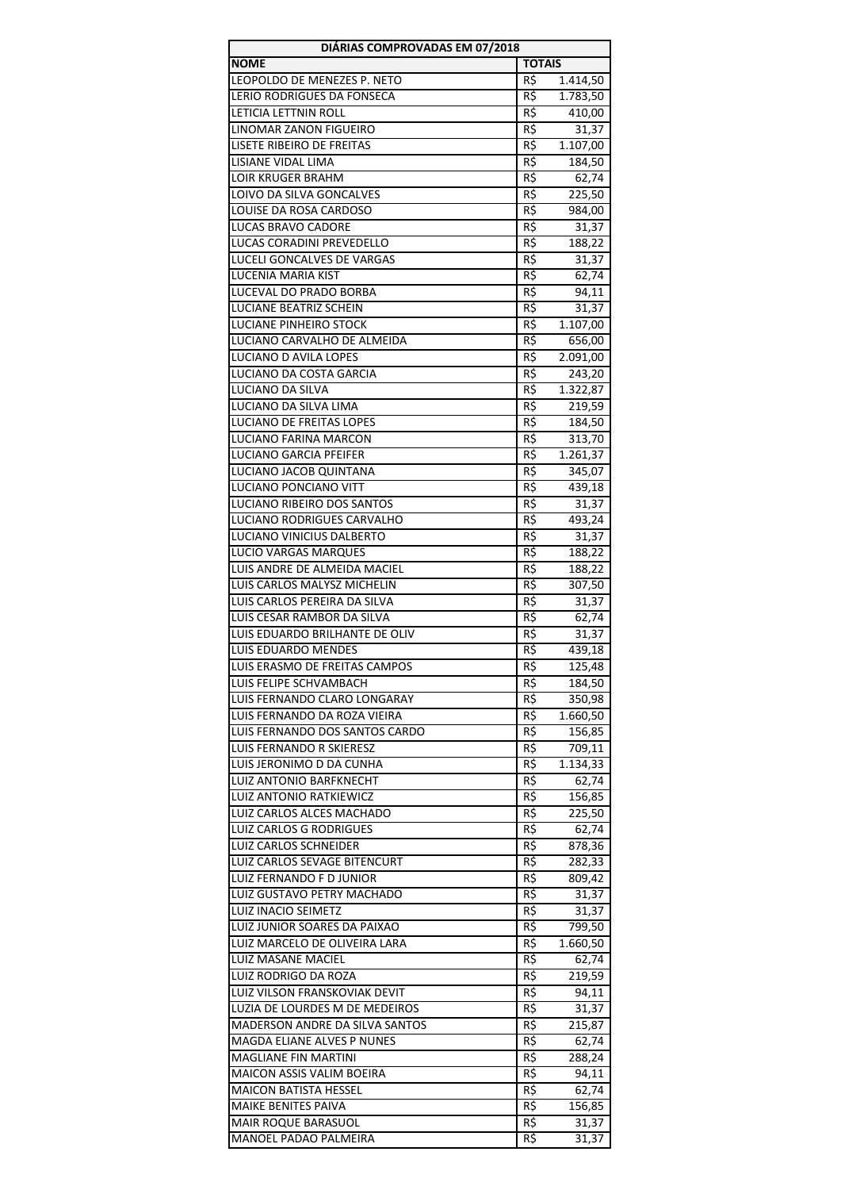| DIÁRIAS COMPROVADAS EM 07/2018 | |
|---|---|
| **NOME** | **TOTAIS** |
| LEOPOLDO DE MENEZES P. NETO | R$ 1.414,50 |
| LERIO RODRIGUES DA FONSECA | R$ 1.783,50 |
| LETICIA LETTNIN ROLL | R$ 410,00 |
| LINOMAR ZANON FIGUEIRO | R$ 31,37 |
| LISETE RIBEIRO DE FREITAS | R$ 1.107,00 |
| LISIANE VIDAL LIMA | R$ 184,50 |
| LOIR KRUGER BRAHM | R$ 62,74 |
| LOIVO DA SILVA GONCALVES | R$ 225,50 |
| LOUISE DA ROSA CARDOSO | R$ 984,00 |
| LUCAS BRAVO CADORE | R$ 31,37 |
| LUCAS CORADINI PREVEDELLO | R$ 188,22 |
| LUCELI GONCALVES DE VARGAS | R$ 31,37 |
| LUCENIA MARIA KIST | R$ 62,74 |
| LUCEVAL DO PRADO BORBA | R$ 94,11 |
| LUCIANE BEATRIZ SCHEIN | R$ 31,37 |
| LUCIANE PINHEIRO STOCK | R$ 1.107,00 |
| LUCIANO CARVALHO DE ALMEIDA | R$ 656,00 |
| LUCIANO D AVILA LOPES | R$ 2.091,00 |
| LUCIANO DA COSTA GARCIA | R$ 243,20 |
| LUCIANO DA SILVA | R$ 1.322,87 |
| LUCIANO DA SILVA LIMA | R$ 219,59 |
| LUCIANO DE FREITAS LOPES | R$ 184,50 |
| LUCIANO FARINA MARCON | R$ 313,70 |
| LUCIANO GARCIA PFEIFER | R$ 1.261,37 |
| LUCIANO JACOB QUINTANA | R$ 345,07 |
| LUCIANO PONCIANO VITT | R$ 439,18 |
| LUCIANO RIBEIRO DOS SANTOS | R$ 31,37 |
| LUCIANO RODRIGUES CARVALHO | R$ 493,24 |
| LUCIANO VINICIUS DALBERTO | R$ 31,37 |
| LUCIO VARGAS MARQUES | R$ 188,22 |
| LUIS ANDRE DE ALMEIDA MACIEL | R$ 188,22 |
| LUIS CARLOS MALYSZ MICHELIN | R$ 307,50 |
| LUIS CARLOS PEREIRA DA SILVA | R$ 31,37 |
| LUIS CESAR RAMBOR DA SILVA | R$ 62,74 |
| LUIS EDUARDO BRILHANTE DE OLIV | R$ 31,37 |
| LUIS EDUARDO MENDES | R$ 439,18 |
| LUIS ERASMO DE FREITAS CAMPOS | R$ 125,48 |
| LUIS FELIPE SCHVAMBACH | R$ 184,50 |
| LUIS FERNANDO CLARO LONGARAY | R$ 350,98 |
| LUIS FERNANDO DA ROZA VIEIRA | R$ 1.660,50 |
| LUIS FERNANDO DOS SANTOS CARDO | R$ 156,85 |
| LUIS FERNANDO R SKIERESZ | R$ 709,11 |
| LUIS JERONIMO D DA CUNHA | R$ 1.134,33 |
| LUIZ ANTONIO BARFKNECHT | R$ 62,74 |
| LUIZ ANTONIO RATKIEWICZ | R$ 156,85 |
| LUIZ CARLOS ALCES MACHADO | R$ 225,50 |
| LUIZ CARLOS G RODRIGUES | R$ 62,74 |
| LUIZ CARLOS SCHNEIDER | R$ 878,36 |
| LUIZ CARLOS SEVAGE BITENCURT | R$ 282,33 |
| LUIZ FERNANDO F D JUNIOR | R$ 809,42 |
| LUIZ GUSTAVO PETRY MACHADO | R$ 31,37 |
| LUIZ INACIO SEIMETZ | R$ 31,37 |
| LUIZ JUNIOR SOARES DA PAIXAO | R$ 799,50 |
| LUIZ MARCELO DE OLIVEIRA LARA | R$ 1.660,50 |
| LUIZ MASANE MACIEL | R$ 62,74 |
| LUIZ RODRIGO DA ROZA | R$ 219,59 |
| LUIZ VILSON FRANSKOVIAK DEVIT | R$ 94,11 |
| LUZIA DE LOURDES M DE MEDEIROS | R$ 31,37 |
| MADERSON ANDRE DA SILVA SANTOS | R$ 215,87 |
| MAGDA ELIANE ALVES P NUNES | R$ 62,74 |
| MAGLIANE FIN MARTINI | R$ 288,24 |
| MAICON ASSIS VALIM BOEIRA | R$ 94,11 |
| MAICON BATISTA HESSEL | R$ 62,74 |
| MAIKE BENITES PAIVA | R$ 156,85 |
| MAIR ROQUE BARASUOL | R$ 31,37 |
| MANOEL PADAO PALMEIRA | R$ 31,37 |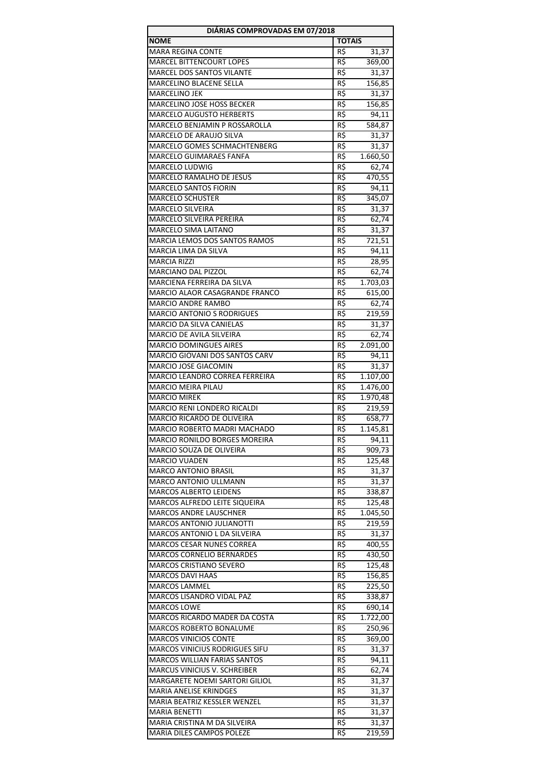| DIÁRIAS COMPROVADAS EM 07/2018 | |
|---|---|
| **NOME** | **TOTAIS** |
| MARA REGINA CONTE | R$ 31,37 |
| MARCEL BITTENCOURT LOPES | R$ 369,00 |
| MARCEL DOS SANTOS VILANTE | R$ 31,37 |
| MARCELINO BLACENE SELLA | R$ 156,85 |
| MARCELINO JEK | R$ 31,37 |
| MARCELINO JOSE HOSS BECKER | R$ 156,85 |
| MARCELO AUGUSTO HERBERTS | R$ 94,11 |
| MARCELO BENJAMIN P ROSSAROLLA | R$ 584,87 |
| MARCELO DE ARAUJO SILVA | R$ 31,37 |
| MARCELO GOMES SCHMACHTENBERG | R$ 31,37 |
| MARCELO GUIMARAES FANFA | R$ 1.660,50 |
| MARCELO LUDWIG | R$ 62,74 |
| MARCELO RAMALHO DE JESUS | R$ 470,55 |
| MARCELO SANTOS FIORIN | R$ 94,11 |
| MARCELO SCHUSTER | R$ 345,07 |
| MARCELO SILVEIRA | R$ 31,37 |
| MARCELO SILVEIRA PEREIRA | R$ 62,74 |
| MARCELO SIMA LAITANO | R$ 31,37 |
| MARCIA LEMOS DOS SANTOS RAMOS | R$ 721,51 |
| MARCIA LIMA DA SILVA | R$ 94,11 |
| MARCIA RIZZI | R$ 28,95 |
| MARCIANO DAL PIZZOL | R$ 62,74 |
| MARCIENA FERREIRA DA SILVA | R$ 1.703,03 |
| MARCIO ALAOR CASAGRANDE FRANCO | R$ 615,00 |
| MARCIO ANDRE RAMBO | R$ 62,74 |
| MARCIO ANTONIO S RODRIGUES | R$ 219,59 |
| MARCIO DA SILVA CANIELAS | R$ 31,37 |
| MARCIO DE AVILA SILVEIRA | R$ 62,74 |
| MARCIO DOMINGUES AIRES | R$ 2.091,00 |
| MARCIO GIOVANI DOS SANTOS CARV | R$ 94,11 |
| MARCIO JOSE GIACOMIN | R$ 31,37 |
| MARCIO LEANDRO CORREA FERREIRA | R$ 1.107,00 |
| MARCIO MEIRA PILAU | R$ 1.476,00 |
| MARCIO MIREK | R$ 1.970,48 |
| MARCIO RENI LONDERO RICALDI | R$ 219,59 |
| MARCIO RICARDO DE OLIVEIRA | R$ 658,77 |
| MARCIO ROBERTO MADRI MACHADO | R$ 1.145,81 |
| MARCIO RONILDO BORGES MOREIRA | R$ 94,11 |
| MARCIO SOUZA DE OLIVEIRA | R$ 909,73 |
| MARCIO VUADEN | R$ 125,48 |
| MARCO ANTONIO BRASIL | R$ 31,37 |
| MARCO ANTONIO ULLMANN | R$ 31,37 |
| MARCOS ALBERTO LEIDENS | R$ 338,87 |
| MARCOS ALFREDO LEITE SIQUEIRA | R$ 125,48 |
| MARCOS ANDRE LAUSCHNER | R$ 1.045,50 |
| MARCOS ANTONIO JULIANOTTI | R$ 219,59 |
| MARCOS ANTONIO L DA SILVEIRA | R$ 31,37 |
| MARCOS CESAR NUNES CORREA | R$ 400,55 |
| MARCOS CORNELIO BERNARDES | R$ 430,50 |
| MARCOS CRISTIANO SEVERO | R$ 125,48 |
| MARCOS DAVI HAAS | R$ 156,85 |
| MARCOS LAMMEL | R$ 225,50 |
| MARCOS LISANDRO VIDAL PAZ | R$ 338,87 |
| MARCOS LOWE | R$ 690,14 |
| MARCOS RICARDO MADER DA COSTA | R$ 1.722,00 |
| MARCOS ROBERTO BONALUME | R$ 250,96 |
| MARCOS VINICIOS CONTE | R$ 369,00 |
| MARCOS VINICIUS RODRIGUES SIFU | R$ 31,37 |
| MARCOS WILLIAN FARIAS SANTOS | R$ 94,11 |
| MARCUS VINICIUS V. SCHREIBER | R$ 62,74 |
| MARGARETE NOEMI SARTORI GILIOL | R$ 31,37 |
| MARIA ANELISE KRINDGES | R$ 31,37 |
| MARIA BEATRIZ KESSLER WENZEL | R$ 31,37 |
| MARIA BENETTI | R$ 31,37 |
| MARIA CRISTINA M DA SILVEIRA | R$ 31,37 |
| MARIA DILES CAMPOS POLEZE | R$ 219,59 |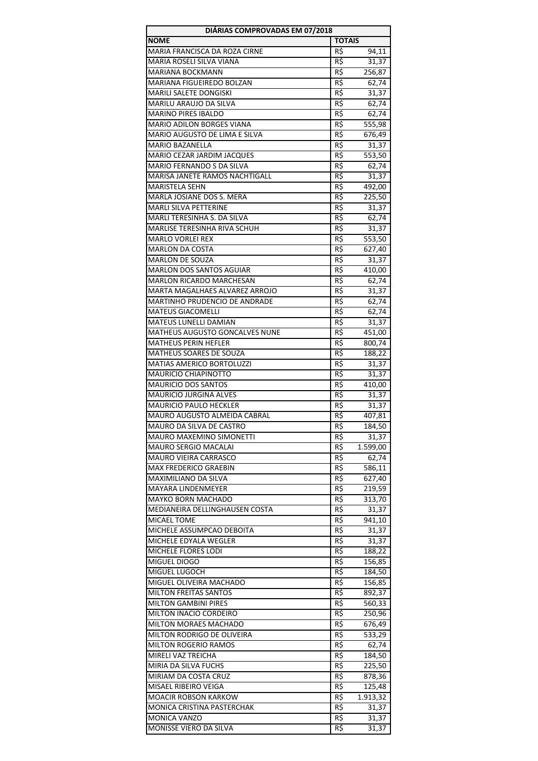| DIÁRIAS COMPROVADAS EM 07/2018 | |
|---|---|
| **NOME** | **TOTAIS** |
| MARIA FRANCISCA DA ROZA CIRNE | R$ 94,11 |
| MARIA ROSELI SILVA VIANA | R$ 31,37 |
| MARIANA BOCKMANN | R$ 256,87 |
| MARIANA FIGUEIREDO BOLZAN | R$ 62,74 |
| MARILI SALETE DONGISKI | R$ 31,37 |
| MARILU ARAUJO DA SILVA | R$ 62,74 |
| MARINO PIRES IBALDO | R$ 62,74 |
| MARIO ADILON BORGES VIANA | R$ 555,98 |
| MARIO AUGUSTO DE LIMA E SILVA | R$ 676,49 |
| MARIO BAZANELLA | R$ 31,37 |
| MARIO CEZAR JARDIM JACQUES | R$ 553,50 |
| MARIO FERNANDO S DA SILVA | R$ 62,74 |
| MARISA JANETE RAMOS NACHTIGALL | R$ 31,37 |
| MARISTELA SEHN | R$ 492,00 |
| MARLA JOSIANE DOS S. MERA | R$ 225,50 |
| MARLI SILVA PETTERINE | R$ 31,37 |
| MARLI TERESINHA S. DA SILVA | R$ 62,74 |
| MARLISE TERESINHA RIVA SCHUH | R$ 31,37 |
| MARLO VORLEI REX | R$ 553,50 |
| MARLON DA COSTA | R$ 627,40 |
| MARLON DE SOUZA | R$ 31,37 |
| MARLON DOS SANTOS AGUIAR | R$ 410,00 |
| MARLON RICARDO MARCHESAN | R$ 62,74 |
| MARTA MAGALHAES ALVAREZ ARROJO | R$ 31,37 |
| MARTINHO PRUDENCIO DE ANDRADE | R$ 62,74 |
| MATEUS GIACOMELLI | R$ 62,74 |
| MATEUS LUNELLI DAMIAN | R$ 31,37 |
| MATHEUS AUGUSTO GONCALVES NUNE | R$ 451,00 |
| MATHEUS PERIN HEFLER | R$ 800,74 |
| MATHEUS SOARES DE SOUZA | R$ 188,22 |
| MATIAS AMERICO BORTOLUZZI | R$ 31,37 |
| MAURICIO CHIAPINOTTO | R$ 31,37 |
| MAURICIO DOS SANTOS | R$ 410,00 |
| MAURICIO JURGINA ALVES | R$ 31,37 |
| MAURICIO PAULO HECKLER | R$ 31,37 |
| MAURO AUGUSTO ALMEIDA CABRAL | R$ 407,81 |
| MAURO DA SILVA DE CASTRO | R$ 184,50 |
| MAURO MAXEMINO SIMONETTI | R$ 31,37 |
| MAURO SERGIO MACALAI | R$ 1.599,00 |
| MAURO VIEIRA CARRASCO | R$ 62,74 |
| MAX FREDERICO GRAEBIN | R$ 586,11 |
| MAXIMILIANO DA SILVA | R$ 627,40 |
| MAYARA LINDENMEYER | R$ 219,59 |
| MAYKO BORN MACHADO | R$ 313,70 |
| MEDIANEIRA DELLINGHAUSEN COSTA | R$ 31,37 |
| MICAEL TOME | R$ 941,10 |
| MICHELE ASSUMPCAO DEBOITA | R$ 31,37 |
| MICHELE EDYALA WEGLER | R$ 31,37 |
| MICHELE FLORES LODI | R$ 188,22 |
| MIGUEL DIOGO | R$ 156,85 |
| MIGUEL LUGOCH | R$ 184,50 |
| MIGUEL OLIVEIRA MACHADO | R$ 156,85 |
| MILTON FREITAS SANTOS | R$ 892,37 |
| MILTON GAMBINI PIRES | R$ 560,33 |
| MILTON INACIO CORDEIRO | R$ 250,96 |
| MILTON MORAES MACHADO | R$ 676,49 |
| MILTON RODRIGO DE OLIVEIRA | R$ 533,29 |
| MILTON ROGERIO RAMOS | R$ 62,74 |
| MIRELI VAZ TREICHA | R$ 184,50 |
| MIRIA DA SILVA FUCHS | R$ 225,50 |
| MIRIAM DA COSTA CRUZ | R$ 878,36 |
| MISAEL RIBEIRO VEIGA | R$ 125,48 |
| MOACIR ROBSON KARKOW | R$ 1.913,32 |
| MONICA CRISTINA PASTERCHAK | R$ 31,37 |
| MONICA VANZO | R$ 31,37 |
| MONISSE VIERO DA SILVA | R$ 31,37 |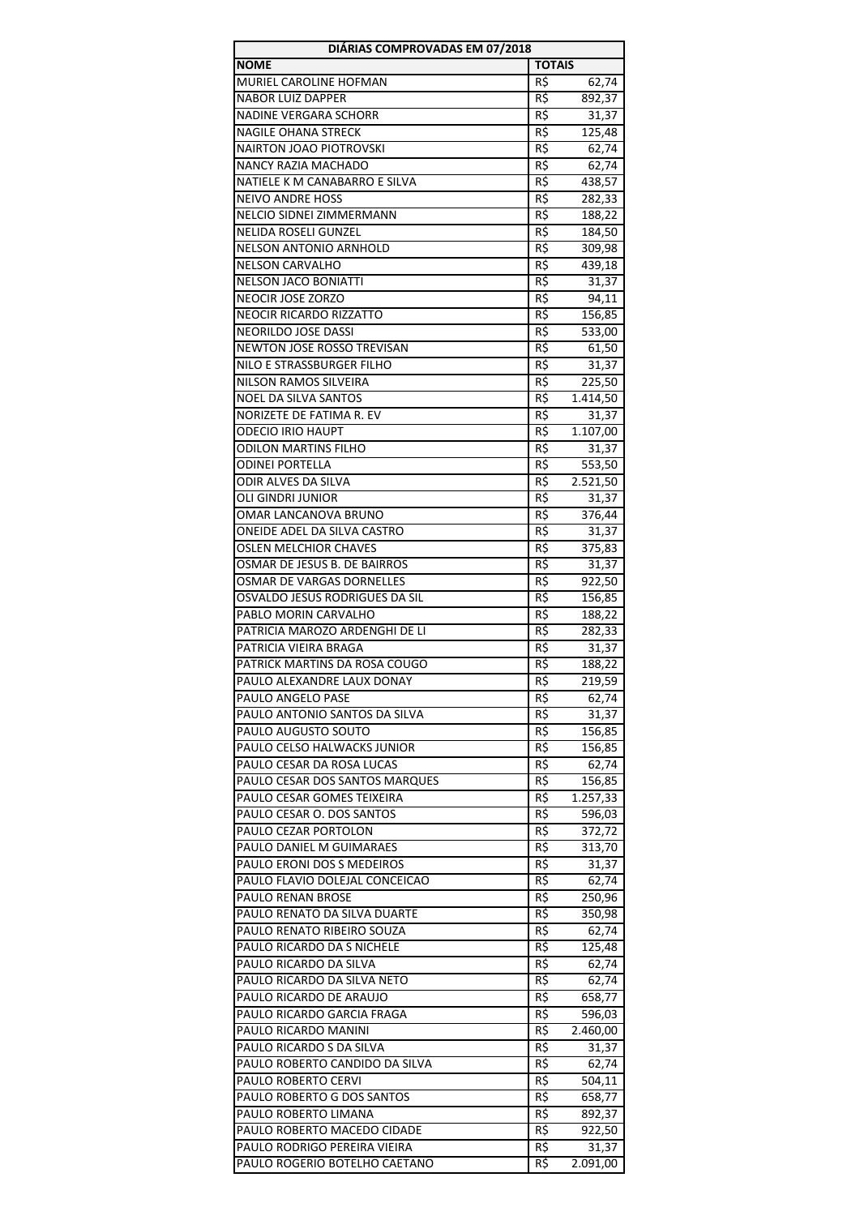| DIÁRIAS COMPROVADAS EM 07/2018 | |
|---|---|
| **NOME** | **TOTAIS** |
| MURIEL CAROLINE HOFMAN | R$ 62,74 |
| NABOR LUIZ DAPPER | R$ 892,37 |
| NADINE VERGARA SCHORR | R$ 31,37 |
| NAGILE OHANA STRECK | R$ 125,48 |
| NAIRTON JOAO PIOTROVSKI | R$ 62,74 |
| NANCY RAZIA MACHADO | R$ 62,74 |
| NATIELE K M CANABARRO E SILVA | R$ 438,57 |
| NEIVO ANDRE HOSS | R$ 282,33 |
| NELCIO SIDNEI ZIMMERMANN | R$ 188,22 |
| NELIDA ROSELI GUNZEL | R$ 184,50 |
| NELSON ANTONIO ARNHOLD | R$ 309,98 |
| NELSON CARVALHO | R$ 439,18 |
| NELSON JACO BONIATTI | R$ 31,37 |
| NEOCIR JOSE ZORZO | R$ 94,11 |
| NEOCIR RICARDO RIZZATTO | R$ 156,85 |
| NEORILDO JOSE DASSI | R$ 533,00 |
| NEWTON JOSE ROSSO TREVISAN | R$ 61,50 |
| NILO E STRASSBURGER FILHO | R$ 31,37 |
| NILSON RAMOS SILVEIRA | R$ 225,50 |
| NOEL DA SILVA SANTOS | R$ 1.414,50 |
| NORIZETE DE FATIMA R. EV | R$ 31,37 |
| ODECIO IRIO HAUPT | R$ 1.107,00 |
| ODILON MARTINS FILHO | R$ 31,37 |
| ODINEI PORTELLA | R$ 553,50 |
| ODIR ALVES DA SILVA | R$ 2.521,50 |
| OLI GINDRI JUNIOR | R$ 31,37 |
| OMAR LANCANOVA BRUNO | R$ 376,44 |
| ONEIDE ADEL DA SILVA CASTRO | R$ 31,37 |
| OSLEN MELCHIOR CHAVES | R$ 375,83 |
| OSMAR DE JESUS B. DE BAIRROS | R$ 31,37 |
| OSMAR DE VARGAS DORNELLES | R$ 922,50 |
| OSVALDO JESUS RODRIGUES DA SIL | R$ 156,85 |
| PABLO MORIN CARVALHO | R$ 188,22 |
| PATRICIA MAROZO ARDENGHI DE LI | R$ 282,33 |
| PATRICIA VIEIRA BRAGA | R$ 31,37 |
| PATRICK MARTINS DA ROSA COUGO | R$ 188,22 |
| PAULO ALEXANDRE LAUX DONAY | R$ 219,59 |
| PAULO ANGELO PASE | R$ 62,74 |
| PAULO ANTONIO SANTOS DA SILVA | R$ 31,37 |
| PAULO AUGUSTO SOUTO | R$ 156,85 |
| PAULO CELSO HALWACKS JUNIOR | R$ 156,85 |
| PAULO CESAR DA ROSA LUCAS | R$ 62,74 |
| PAULO CESAR DOS SANTOS MARQUES | R$ 156,85 |
| PAULO CESAR GOMES TEIXEIRA | R$ 1.257,33 |
| PAULO CESAR O. DOS SANTOS | R$ 596,03 |
| PAULO CEZAR PORTOLON | R$ 372,72 |
| PAULO DANIEL M GUIMARAES | R$ 313,70 |
| PAULO ERONI DOS S MEDEIROS | R$ 31,37 |
| PAULO FLAVIO DOLEJAL CONCEICAO | R$ 62,74 |
| PAULO RENAN BROSE | R$ 250,96 |
| PAULO RENATO DA SILVA DUARTE | R$ 350,98 |
| PAULO RENATO RIBEIRO SOUZA | R$ 62,74 |
| PAULO RICARDO DA S NICHELE | R$ 125,48 |
| PAULO RICARDO DA SILVA | R$ 62,74 |
| PAULO RICARDO DA SILVA NETO | R$ 62,74 |
| PAULO RICARDO DE ARAUJO | R$ 658,77 |
| PAULO RICARDO GARCIA FRAGA | R$ 596,03 |
| PAULO RICARDO MANINI | R$ 2.460,00 |
| PAULO RICARDO S DA SILVA | R$ 31,37 |
| PAULO ROBERTO CANDIDO DA SILVA | R$ 62,74 |
| PAULO ROBERTO CERVI | R$ 504,11 |
| PAULO ROBERTO G DOS SANTOS | R$ 658,77 |
| PAULO ROBERTO LIMANA | R$ 892,37 |
| PAULO ROBERTO MACEDO CIDADE | R$ 922,50 |
| PAULO RODRIGO PEREIRA VIEIRA | R$ 31,37 |
| PAULO ROGERIO BOTELHO CAETANO | R$ 2.091,00 |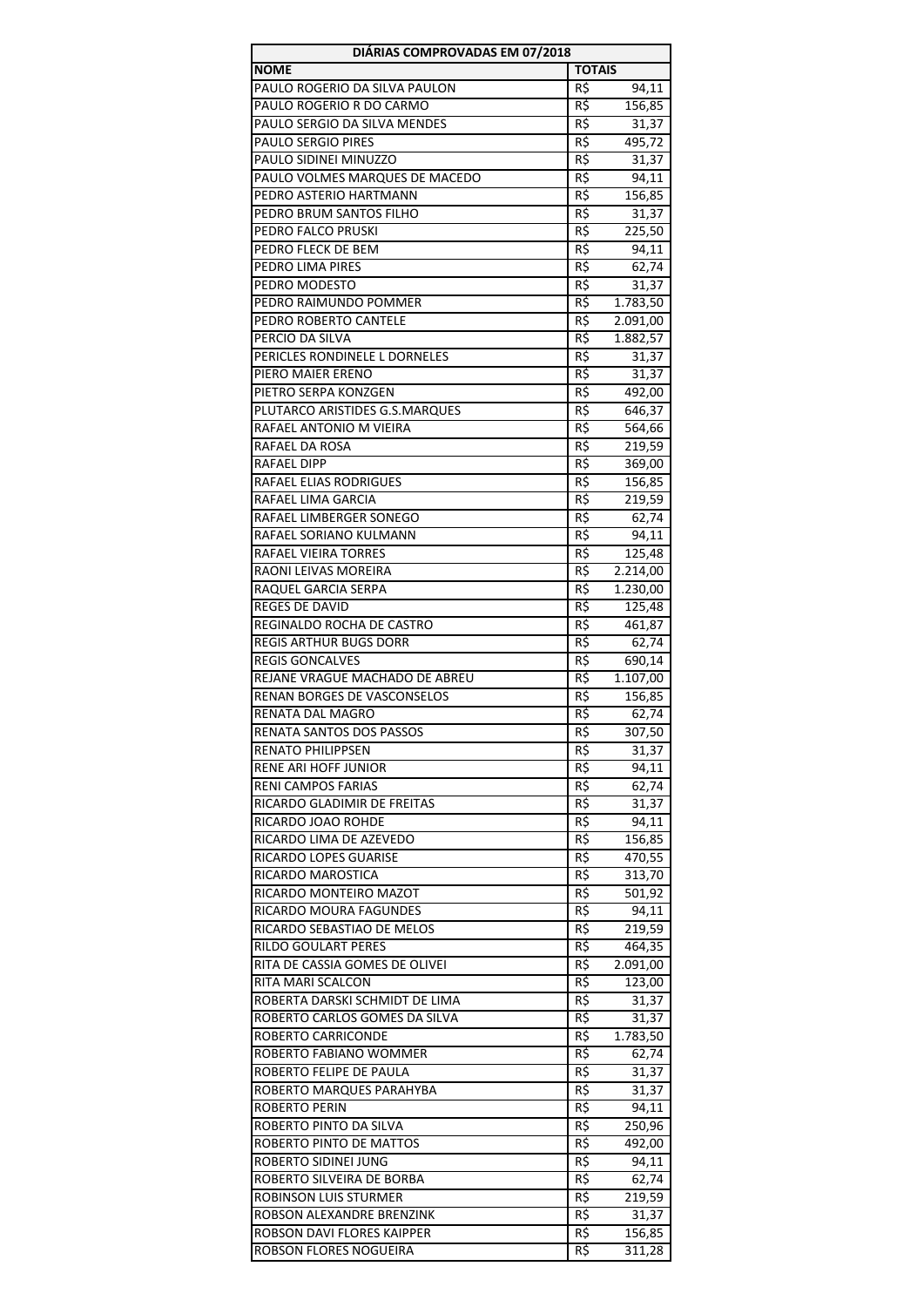| DIÁRIAS COMPROVADAS EM 07/2018 | |
|---|---|
| **NOME** | **TOTAIS** |
| PAULO ROGERIO DA SILVA PAULON | R$ 94,11 |
| PAULO ROGERIO R DO CARMO | R$ 156,85 |
| PAULO SERGIO DA SILVA MENDES | R$ 31,37 |
| PAULO SERGIO PIRES | R$ 495,72 |
| PAULO SIDINEI MINUZZO | R$ 31,37 |
| PAULO VOLMES MARQUES DE MACEDO | R$ 94,11 |
| PEDRO ASTERIO HARTMANN | R$ 156,85 |
| PEDRO BRUM SANTOS FILHO | R$ 31,37 |
| PEDRO FALCO PRUSKI | R$ 225,50 |
| PEDRO FLECK DE BEM | R$ 94,11 |
| PEDRO LIMA PIRES | R$ 62,74 |
| PEDRO MODESTO | R$ 31,37 |
| PEDRO RAIMUNDO POMMER | R$ 1.783,50 |
| PEDRO ROBERTO CANTELE | R$ 2.091,00 |
| PERCIO DA SILVA | R$ 1.882,57 |
| PERICLES RONDINELE L DORNELES | R$ 31,37 |
| PIERO MAIER ERENO | R$ 31,37 |
| PIETRO SERPA KONZGEN | R$ 492,00 |
| PLUTARCO ARISTIDES G.S.MARQUES | R$ 646,37 |
| RAFAEL ANTONIO M VIEIRA | R$ 564,66 |
| RAFAEL DA ROSA | R$ 219,59 |
| RAFAEL DIPP | R$ 369,00 |
| RAFAEL ELIAS RODRIGUES | R$ 156,85 |
| RAFAEL LIMA GARCIA | R$ 219,59 |
| RAFAEL LIMBERGER SONEGO | R$ 62,74 |
| RAFAEL SORIANO KULMANN | R$ 94,11 |
| RAFAEL VIEIRA TORRES | R$ 125,48 |
| RAONI LEIVAS MOREIRA | R$ 2.214,00 |
| RAQUEL GARCIA SERPA | R$ 1.230,00 |
| REGES DE DAVID | R$ 125,48 |
| REGINALDO ROCHA DE CASTRO | R$ 461,87 |
| REGIS ARTHUR BUGS DORR | R$ 62,74 |
| REGIS GONCALVES | R$ 690,14 |
| REJANE VRAGUE MACHADO DE ABREU | R$ 1.107,00 |
| RENAN BORGES DE VASCONSELOS | R$ 156,85 |
| RENATA DAL MAGRO | R$ 62,74 |
| RENATA SANTOS DOS PASSOS | R$ 307,50 |
| RENATO PHILIPPSEN | R$ 31,37 |
| RENE ARI HOFF JUNIOR | R$ 94,11 |
| RENI CAMPOS FARIAS | R$ 62,74 |
| RICARDO GLADIMIR DE FREITAS | R$ 31,37 |
| RICARDO JOAO ROHDE | R$ 94,11 |
| RICARDO LIMA DE AZEVEDO | R$ 156,85 |
| RICARDO LOPES GUARISE | R$ 470,55 |
| RICARDO MAROSTICA | R$ 313,70 |
| RICARDO MONTEIRO MAZOT | R$ 501,92 |
| RICARDO MOURA FAGUNDES | R$ 94,11 |
| RICARDO SEBASTIAO DE MELOS | R$ 219,59 |
| RILDO GOULART PERES | R$ 464,35 |
| RITA DE CASSIA GOMES DE OLIVEI | R$ 2.091,00 |
| RITA MARI SCALCON | R$ 123,00 |
| ROBERTA DARSKI SCHMIDT DE LIMA | R$ 31,37 |
| ROBERTO CARLOS GOMES DA SILVA | R$ 31,37 |
| ROBERTO CARRICONDE | R$ 1.783,50 |
| ROBERTO FABIANO WOMMER | R$ 62,74 |
| ROBERTO FELIPE DE PAULA | R$ 31,37 |
| ROBERTO MARQUES PARAHYBA | R$ 31,37 |
| ROBERTO PERIN | R$ 94,11 |
| ROBERTO PINTO DA SILVA | R$ 250,96 |
| ROBERTO PINTO DE MATTOS | R$ 492,00 |
| ROBERTO SIDINEI JUNG | R$ 94,11 |
| ROBERTO SILVEIRA DE BORBA | R$ 62,74 |
| ROBINSON LUIS STURMER | R$ 219,59 |
| ROBSON ALEXANDRE BRENZINK | R$ 31,37 |
| ROBSON DAVI FLORES KAIPPER | R$ 156,85 |
| ROBSON FLORES NOGUEIRA | R$ 311,28 |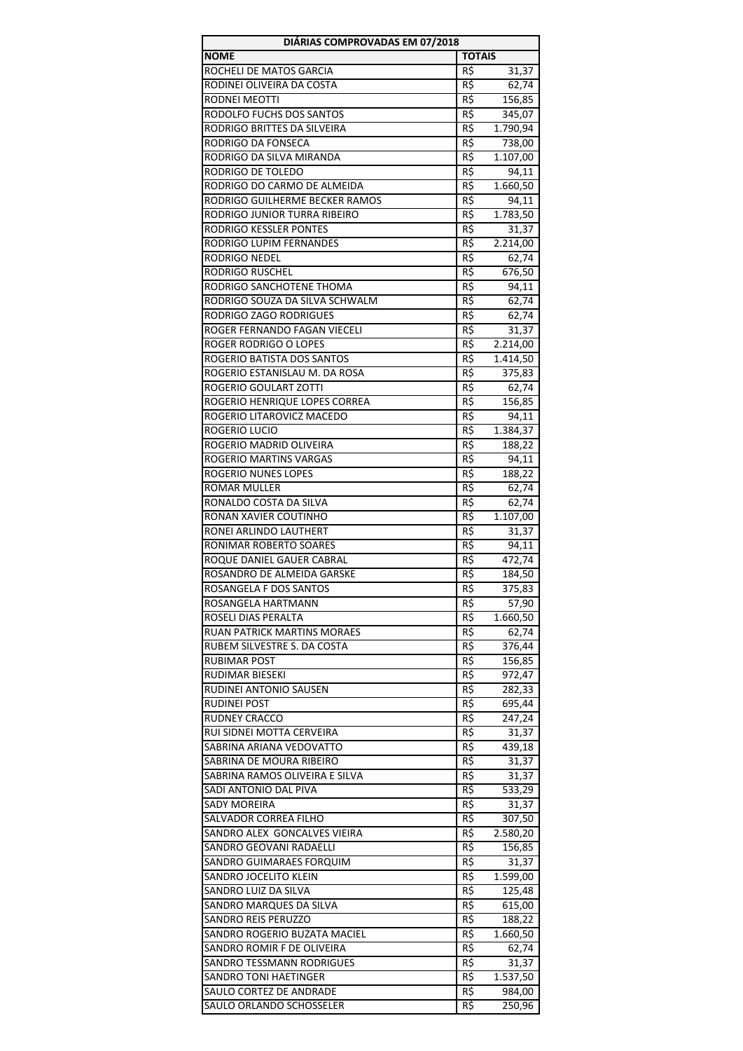| DIÁRIAS COMPROVADAS EM 07/2018 | |
|---|---|
| **NOME** | **TOTAIS** |
| ROCHELI DE MATOS GARCIA | R$ 31,37 |
| RODINEI OLIVEIRA DA COSTA | R$ 62,74 |
| RODNEI MEOTTI | R$ 156,85 |
| RODOLFO FUCHS DOS SANTOS | R$ 345,07 |
| RODRIGO BRITTES DA SILVEIRA | R$ 1.790,94 |
| RODRIGO DA FONSECA | R$ 738,00 |
| RODRIGO DA SILVA MIRANDA | R$ 1.107,00 |
| RODRIGO DE TOLEDO | R$ 94,11 |
| RODRIGO DO CARMO DE ALMEIDA | R$ 1.660,50 |
| RODRIGO GUILHERME BECKER RAMOS | R$ 94,11 |
| RODRIGO JUNIOR TURRA RIBEIRO | R$ 1.783,50 |
| RODRIGO KESSLER PONTES | R$ 31,37 |
| RODRIGO LUPIM FERNANDES | R$ 2.214,00 |
| RODRIGO NEDEL | R$ 62,74 |
| RODRIGO RUSCHEL | R$ 676,50 |
| RODRIGO SANCHOTENE THOMA | R$ 94,11 |
| RODRIGO SOUZA DA SILVA SCHWALM | R$ 62,74 |
| RODRIGO ZAGO RODRIGUES | R$ 62,74 |
| ROGER FERNANDO FAGAN VIECELI | R$ 31,37 |
| ROGER RODRIGO O LOPES | R$ 2.214,00 |
| ROGERIO BATISTA DOS SANTOS | R$ 1.414,50 |
| ROGERIO ESTANISLAU M. DA ROSA | R$ 375,83 |
| ROGERIO GOULART ZOTTI | R$ 62,74 |
| ROGERIO HENRIQUE LOPES CORREA | R$ 156,85 |
| ROGERIO LITAROVICZ MACEDO | R$ 94,11 |
| ROGERIO LUCIO | R$ 1.384,37 |
| ROGERIO MADRID OLIVEIRA | R$ 188,22 |
| ROGERIO MARTINS VARGAS | R$ 94,11 |
| ROGERIO NUNES LOPES | R$ 188,22 |
| ROMAR MULLER | R$ 62,74 |
| RONALDO COSTA DA SILVA | R$ 62,74 |
| RONAN XAVIER COUTINHO | R$ 1.107,00 |
| RONEI ARLINDO LAUTHERT | R$ 31,37 |
| RONIMAR ROBERTO SOARES | R$ 94,11 |
| ROQUE DANIEL GAUER CABRAL | R$ 472,74 |
| ROSANDRO DE ALMEIDA GARSKE | R$ 184,50 |
| ROSANGELA F DOS SANTOS | R$ 375,83 |
| ROSANGELA HARTMANN | R$ 57,90 |
| ROSELI DIAS PERALTA | R$ 1.660,50 |
| RUAN PATRICK MARTINS MORAES | R$ 62,74 |
| RUBEM SILVESTRE S. DA COSTA | R$ 376,44 |
| RUBIMAR POST | R$ 156,85 |
| RUDIMAR BIESEKI | R$ 972,47 |
| RUDINEI ANTONIO SAUSEN | R$ 282,33 |
| RUDINEI POST | R$ 695,44 |
| RUDNEY CRACCO | R$ 247,24 |
| RUI SIDNEI MOTTA CERVEIRA | R$ 31,37 |
| SABRINA ARIANA VEDOVATTO | R$ 439,18 |
| SABRINA DE MOURA RIBEIRO | R$ 31,37 |
| SABRINA RAMOS OLIVEIRA E SILVA | R$ 31,37 |
| SADI ANTONIO DAL PIVA | R$ 533,29 |
| SADY MOREIRA | R$ 31,37 |
| SALVADOR CORREA FILHO | R$ 307,50 |
| SANDRO ALEX GONCALVES VIEIRA | R$ 2.580,20 |
| SANDRO GEOVANI RADAELLI | R$ 156,85 |
| SANDRO GUIMARAES FORQUIM | R$ 31,37 |
| SANDRO JOCELITO KLEIN | R$ 1.599,00 |
| SANDRO LUIZ DA SILVA | R$ 125,48 |
| SANDRO MARQUES DA SILVA | R$ 615,00 |
| SANDRO REIS PERUZZO | R$ 188,22 |
| SANDRO ROGERIO BUZATA MACIEL | R$ 1.660,50 |
| SANDRO ROMIR F DE OLIVEIRA | R$ 62,74 |
| SANDRO TESSMANN RODRIGUES | R$ 31,37 |
| SANDRO TONI HAETINGER | R$ 1.537,50 |
| SAULO CORTEZ DE ANDRADE | R$ 984,00 |
| SAULO ORLANDO SCHOSSELER | R$ 250,96 |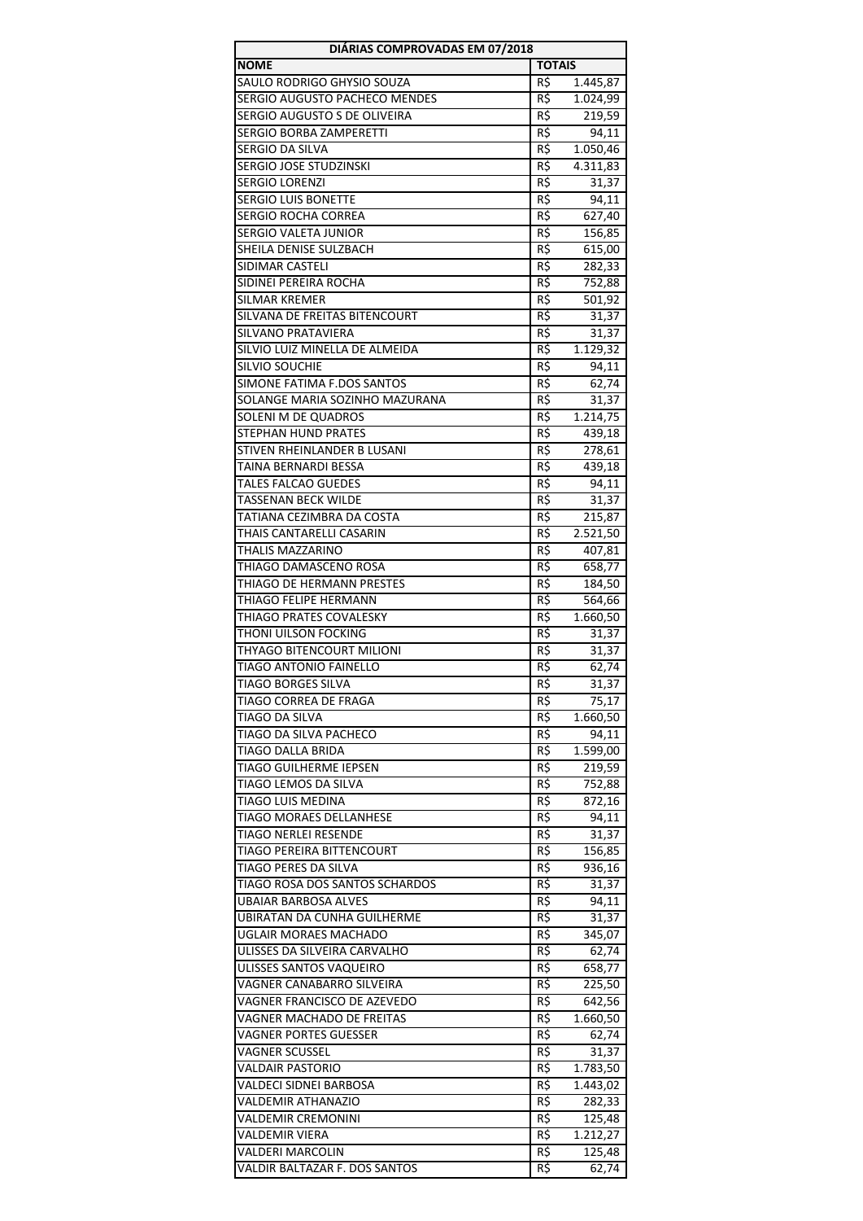| DIÁRIAS COMPROVADAS EM 07/2018 | |
|---|---|
| **NOME** | **TOTAIS** |
| SAULO RODRIGO GHYSIO SOUZA | R$ 1.445,87 |
| SERGIO AUGUSTO PACHECO MENDES | R$ 1.024,99 |
| SERGIO AUGUSTO S DE OLIVEIRA | R$ 219,59 |
| SERGIO BORBA ZAMPERETTI | R$ 94,11 |
| SERGIO DA SILVA | R$ 1.050,46 |
| SERGIO JOSE STUDZINSKI | R$ 4.311,83 |
| SERGIO LORENZI | R$ 31,37 |
| SERGIO LUIS BONETTE | R$ 94,11 |
| SERGIO ROCHA CORREA | R$ 627,40 |
| SERGIO VALETA JUNIOR | R$ 156,85 |
| SHEILA DENISE SULZBACH | R$ 615,00 |
| SIDIMAR CASTELI | R$ 282,33 |
| SIDINEI PEREIRA ROCHA | R$ 752,88 |
| SILMAR KREMER | R$ 501,92 |
| SILVANA DE FREITAS BITENCOURT | R$ 31,37 |
| SILVANO PRATAVIERA | R$ 31,37 |
| SILVIO LUIZ MINELLA DE ALMEIDA | R$ 1.129,32 |
| SILVIO SOUCHIE | R$ 94,11 |
| SIMONE FATIMA F.DOS SANTOS | R$ 62,74 |
| SOLANGE MARIA SOZINHO MAZURANA | R$ 31,37 |
| SOLENI M DE QUADROS | R$ 1.214,75 |
| STEPHAN HUND PRATES | R$ 439,18 |
| STIVEN RHEINLANDER B LUSANI | R$ 278,61 |
| TAINA BERNARDI BESSA | R$ 439,18 |
| TALES FALCAO GUEDES | R$ 94,11 |
| TASSENAN BECK WILDE | R$ 31,37 |
| TATIANA CEZIMBRA DA COSTA | R$ 215,87 |
| THAIS CANTARELLI CASARIN | R$ 2.521,50 |
| THALIS MAZZARINO | R$ 407,81 |
| THIAGO DAMASCENO ROSA | R$ 658,77 |
| THIAGO DE HERMANN PRESTES | R$ 184,50 |
| THIAGO FELIPE HERMANN | R$ 564,66 |
| THIAGO PRATES COVALESKY | R$ 1.660,50 |
| THONI UILSON FOCKING | R$ 31,37 |
| THYAGO BITENCOURT MILIONI | R$ 31,37 |
| TIAGO ANTONIO FAINELLO | R$ 62,74 |
| TIAGO BORGES SILVA | R$ 31,37 |
| TIAGO CORREA DE FRAGA | R$ 75,17 |
| TIAGO DA SILVA | R$ 1.660,50 |
| TIAGO DA SILVA PACHECO | R$ 94,11 |
| TIAGO DALLA BRIDA | R$ 1.599,00 |
| TIAGO GUILHERME IEPSEN | R$ 219,59 |
| TIAGO LEMOS DA SILVA | R$ 752,88 |
| TIAGO LUIS MEDINA | R$ 872,16 |
| TIAGO MORAES DELLANHESE | R$ 94,11 |
| TIAGO NERLEI RESENDE | R$ 31,37 |
| TIAGO PEREIRA BITTENCOURT | R$ 156,85 |
| TIAGO PERES DA SILVA | R$ 936,16 |
| TIAGO ROSA DOS SANTOS SCHARDOS | R$ 31,37 |
| UBAIAR BARBOSA ALVES | R$ 94,11 |
| UBIRATAN DA CUNHA GUILHERME | R$ 31,37 |
| UGLAIR MORAES MACHADO | R$ 345,07 |
| ULISSES DA SILVEIRA CARVALHO | R$ 62,74 |
| ULISSES SANTOS VAQUEIRO | R$ 658,77 |
| VAGNER CANABARRO SILVEIRA | R$ 225,50 |
| VAGNER FRANCISCO DE AZEVEDO | R$ 642,56 |
| VAGNER MACHADO DE FREITAS | R$ 1.660,50 |
| VAGNER PORTES GUESSER | R$ 62,74 |
| VAGNER SCUSSEL | R$ 31,37 |
| VALDAIR PASTORIO | R$ 1.783,50 |
| VALDECI SIDNEI BARBOSA | R$ 1.443,02 |
| VALDEMIR ATHANAZIO | R$ 282,33 |
| VALDEMIR CREMONINI | R$ 125,48 |
| VALDEMIR VIERA | R$ 1.212,27 |
| VALDERI MARCOLIN | R$ 125,48 |
| VALDIR BALTAZAR F. DOS SANTOS | R$ 62,74 |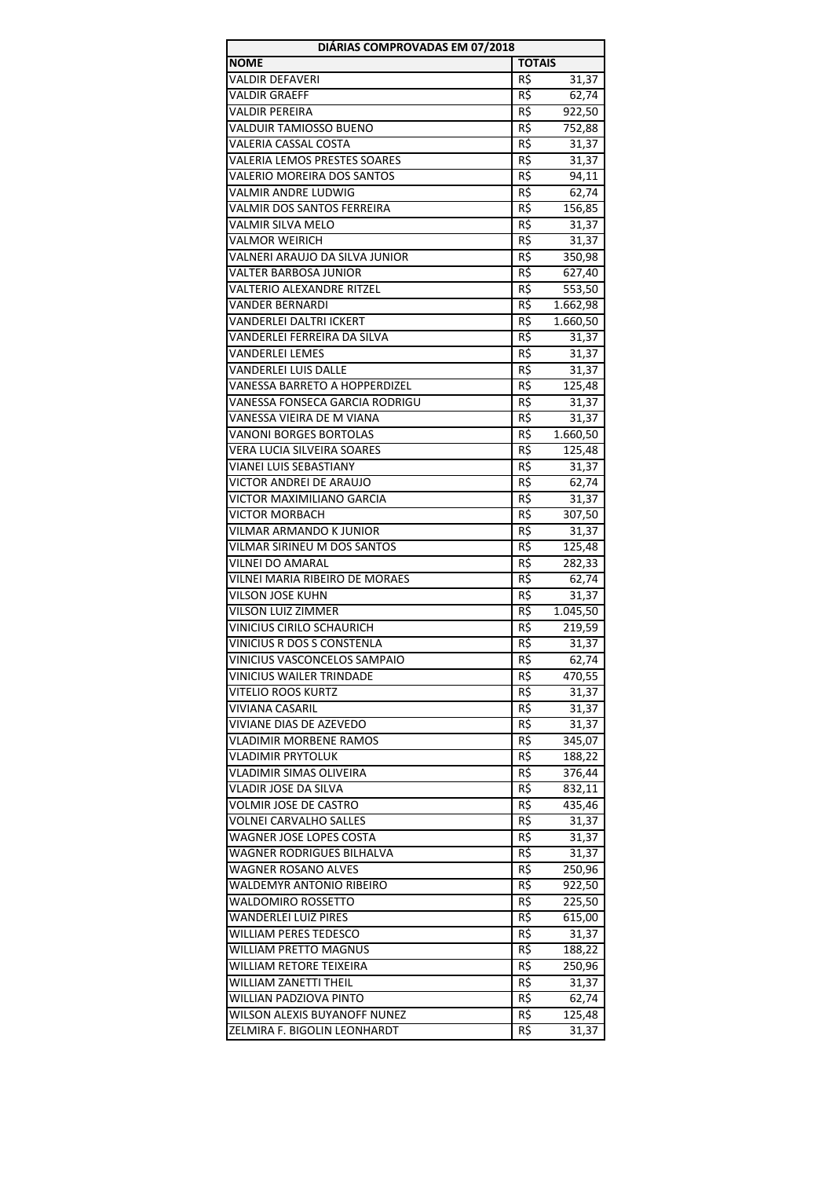| DIÁRIAS COMPROVADAS EM 07/2018 | |
|---|---|
| **NOME** | **TOTAIS** |
| VALDIR DEFAVERI | R$ 31,37 |
| VALDIR GRAEFF | R$ 62,74 |
| VALDIR PEREIRA | R$ 922,50 |
| VALDUIR TAMIOSSO BUENO | R$ 752,88 |
| VALERIA CASSAL COSTA | R$ 31,37 |
| VALERIA LEMOS PRESTES SOARES | R$ 31,37 |
| VALERIO MOREIRA DOS SANTOS | R$ 94,11 |
| VALMIR ANDRE LUDWIG | R$ 62,74 |
| VALMIR DOS SANTOS FERREIRA | R$ 156,85 |
| VALMIR SILVA MELO | R$ 31,37 |
| VALMOR WEIRICH | R$ 31,37 |
| VALNERI ARAUJO DA SILVA JUNIOR | R$ 350,98 |
| VALTER BARBOSA JUNIOR | R$ 627,40 |
| VALTERIO ALEXANDRE RITZEL | R$ 553,50 |
| VANDER BERNARDI | R$ 1.662,98 |
| VANDERLEI DALTRI ICKERT | R$ 1.660,50 |
| VANDERLEI FERREIRA DA SILVA | R$ 31,37 |
| VANDERLEI LEMES | R$ 31,37 |
| VANDERLEI LUIS DALLE | R$ 31,37 |
| VANESSA BARRETO A HOPPERDIZEL | R$ 125,48 |
| VANESSA FONSECA GARCIA RODRIGU | R$ 31,37 |
| VANESSA VIEIRA DE M VIANA | R$ 31,37 |
| VANONI BORGES BORTOLAS | R$ 1.660,50 |
| VERA LUCIA SILVEIRA SOARES | R$ 125,48 |
| VIANEI LUIS SEBASTIANY | R$ 31,37 |
| VICTOR ANDREI DE ARAUJO | R$ 62,74 |
| VICTOR MAXIMILIANO GARCIA | R$ 31,37 |
| VICTOR MORBACH | R$ 307,50 |
| VILMAR ARMANDO K JUNIOR | R$ 31,37 |
| VILMAR SIRINEU M DOS SANTOS | R$ 125,48 |
| VILNEI DO AMARAL | R$ 282,33 |
| VILNEI MARIA RIBEIRO DE MORAES | R$ 62,74 |
| VILSON JOSE KUHN | R$ 31,37 |
| VILSON LUIZ ZIMMER | R$ 1.045,50 |
| VINICIUS CIRILO SCHAURICH | R$ 219,59 |
| VINICIUS R DOS S CONSTENLA | R$ 31,37 |
| VINICIUS VASCONCELOS SAMPAIO | R$ 62,74 |
| VINICIUS WAILER TRINDADE | R$ 470,55 |
| VITELIO ROOS KURTZ | R$ 31,37 |
| VIVIANA CASARIL | R$ 31,37 |
| VIVIANE DIAS DE AZEVEDO | R$ 31,37 |
| VLADIMIR MORBENE RAMOS | R$ 345,07 |
| VLADIMIR PRYTOLUK | R$ 188,22 |
| VLADIMIR SIMAS OLIVEIRA | R$ 376,44 |
| VLADIR JOSE DA SILVA | R$ 832,11 |
| VOLMIR JOSE DE CASTRO | R$ 435,46 |
| VOLNEI CARVALHO SALLES | R$ 31,37 |
| WAGNER JOSE LOPES COSTA | R$ 31,37 |
| WAGNER RODRIGUES BILHALVA | R$ 31,37 |
| WAGNER ROSANO ALVES | R$ 250,96 |
| WALDEMYR ANTONIO RIBEIRO | R$ 922,50 |
| WALDOMIRO ROSSETTO | R$ 225,50 |
| WANDERLEI LUIZ PIRES | R$ 615,00 |
| WILLIAM PERES TEDESCO | R$ 31,37 |
| WILLIAM PRETTO MAGNUS | R$ 188,22 |
| WILLIAM RETORE TEIXEIRA | R$ 250,96 |
| WILLIAM ZANETTI THEIL | R$ 31,37 |
| WILLIAN PADZIOVA PINTO | R$ 62,74 |
| WILSON ALEXIS BUYANOFF NUNEZ | R$ 125,48 |
| ZELMIRA F. BIGOLIN LEONHARDT | R$ 31,37 |